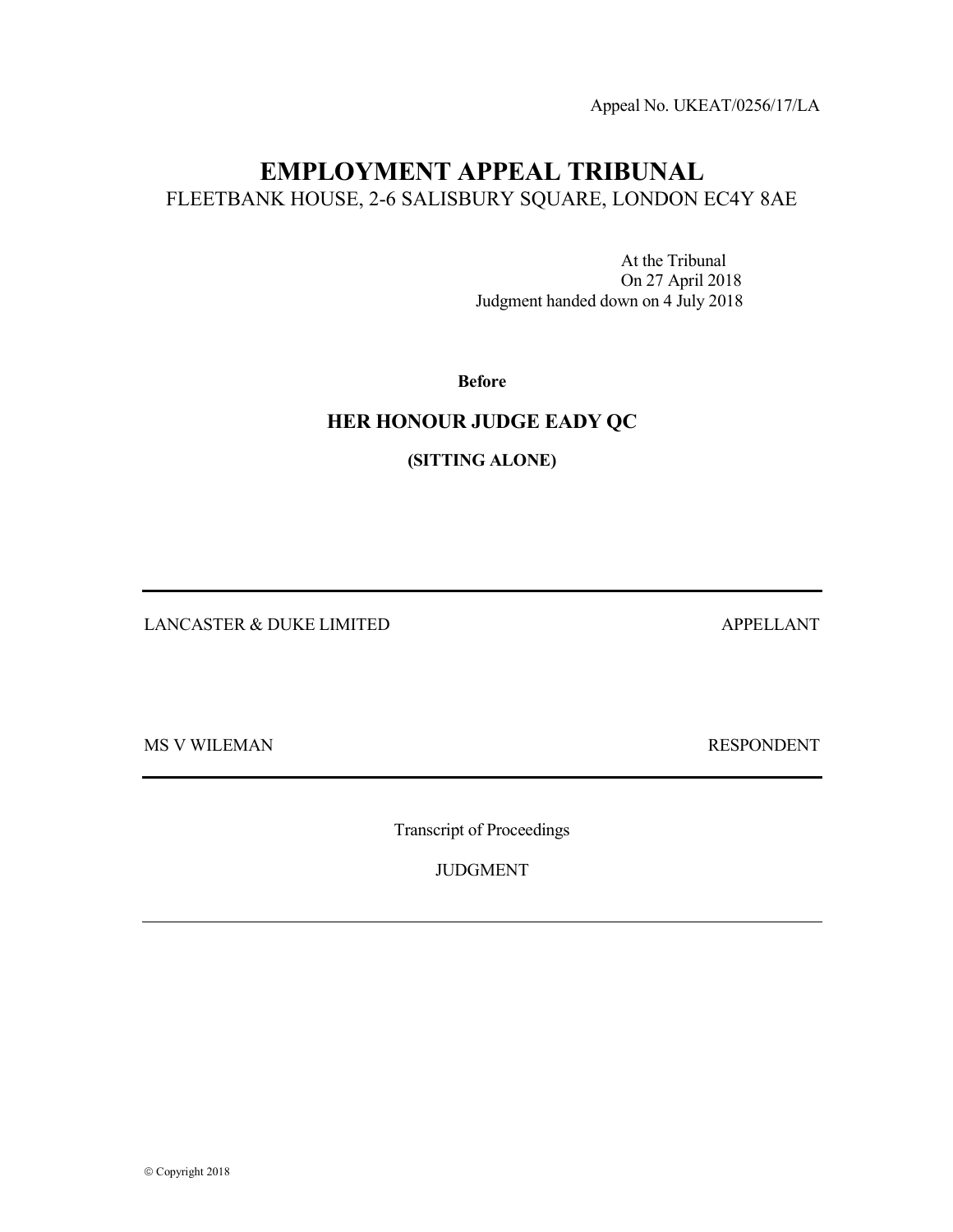Appeal No. UKEAT/0256/17/LA

# EMPLOYMENT APPEAL TRIBUNAL

FLEETBANK HOUSE, 2-6 SALISBURY SQUARE, LONDON EC4Y 8AE

At the Tribunal
On 27 April 2018
Judgment handed down on 4 July 2018

**Before**

**HER HONOUR JUDGE EADY QC**

**(SITTING ALONE)**

---

LANCASTER & DUKE LIMITED APPELLANT

MS V WILEMAN RESPONDENT

---

Transcript of Proceedings

JUDGMENT

---

© Copyright 2018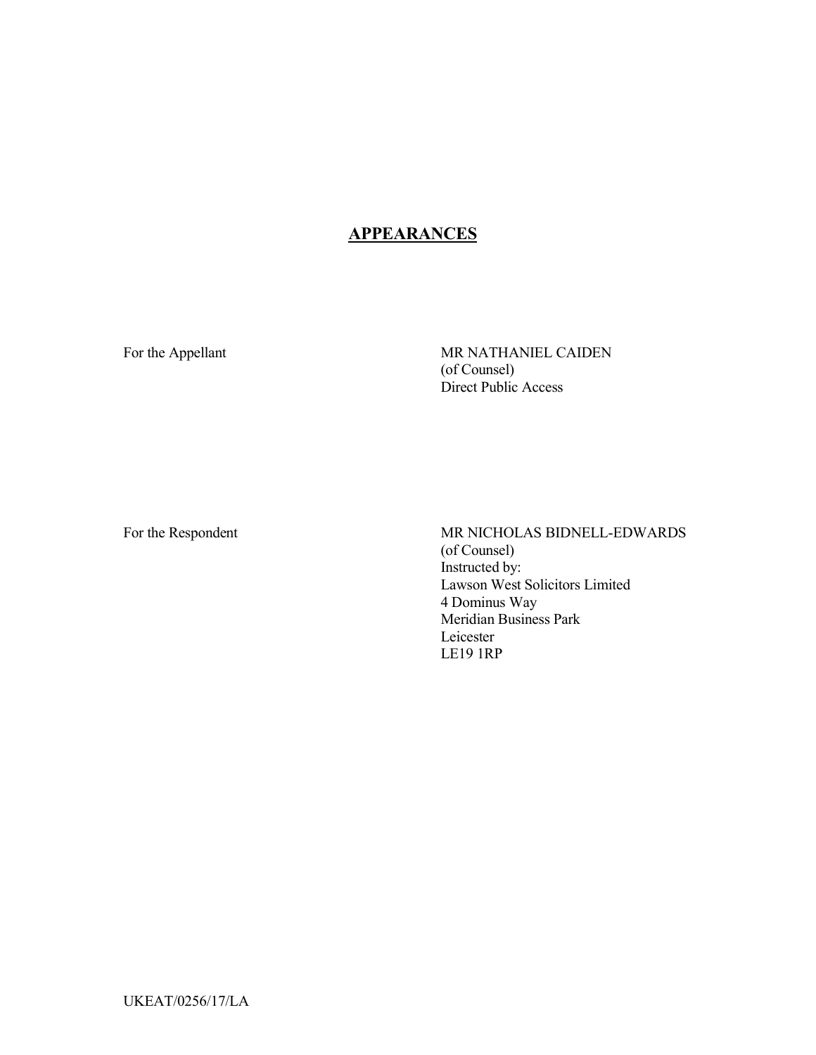## APPEARANCES

For the Appellant

MR NATHANIEL CAIDEN
(of Counsel)
Direct Public Access

For the Respondent

MR NICHOLAS BIDNELL-EDWARDS
(of Counsel)
Instructed by:
Lawson West Solicitors Limited
4 Dominus Way
Meridian Business Park
Leicester
LE19 1RP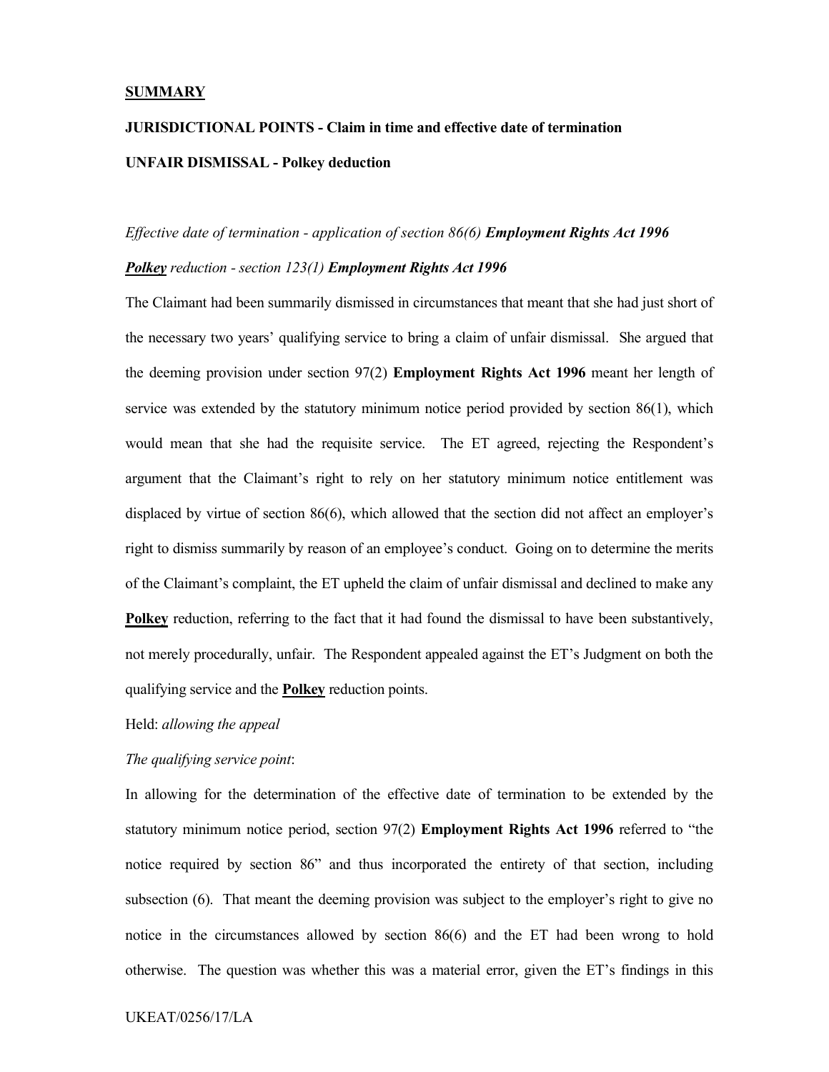**SUMMARY**

**JURISDICTIONAL POINTS - Claim in time and effective date of termination**

**UNFAIR DISMISSAL - Polkey deduction**

*Effective date of termination - application of section 86(6)* ***Employment Rights Act 1996***

***Polkey*** *reduction - section 123(1)* ***Employment Rights Act 1996***

The Claimant had been summarily dismissed in circumstances that meant that she had just short of the necessary two years' qualifying service to bring a claim of unfair dismissal. She argued that the deeming provision under section 97(2) **Employment Rights Act 1996** meant her length of service was extended by the statutory minimum notice period provided by section 86(1), which would mean that she had the requisite service. The ET agreed, rejecting the Respondent's argument that the Claimant's right to rely on her statutory minimum notice entitlement was displaced by virtue of section 86(6), which allowed that the section did not affect an employer's right to dismiss summarily by reason of an employee's conduct. Going on to determine the merits of the Claimant's complaint, the ET upheld the claim of unfair dismissal and declined to make any **Polkey** reduction, referring to the fact that it had found the dismissal to have been substantively, not merely procedurally, unfair. The Respondent appealed against the ET's Judgment on both the qualifying service and the **Polkey** reduction points.

Held: *allowing the appeal*

*The qualifying service point*:

In allowing for the determination of the effective date of termination to be extended by the statutory minimum notice period, section 97(2) **Employment Rights Act 1996** referred to "the notice required by section 86" and thus incorporated the entirety of that section, including subsection (6). That meant the deeming provision was subject to the employer's right to give no notice in the circumstances allowed by section 86(6) and the ET had been wrong to hold otherwise. The question was whether this was a material error, given the ET's findings in this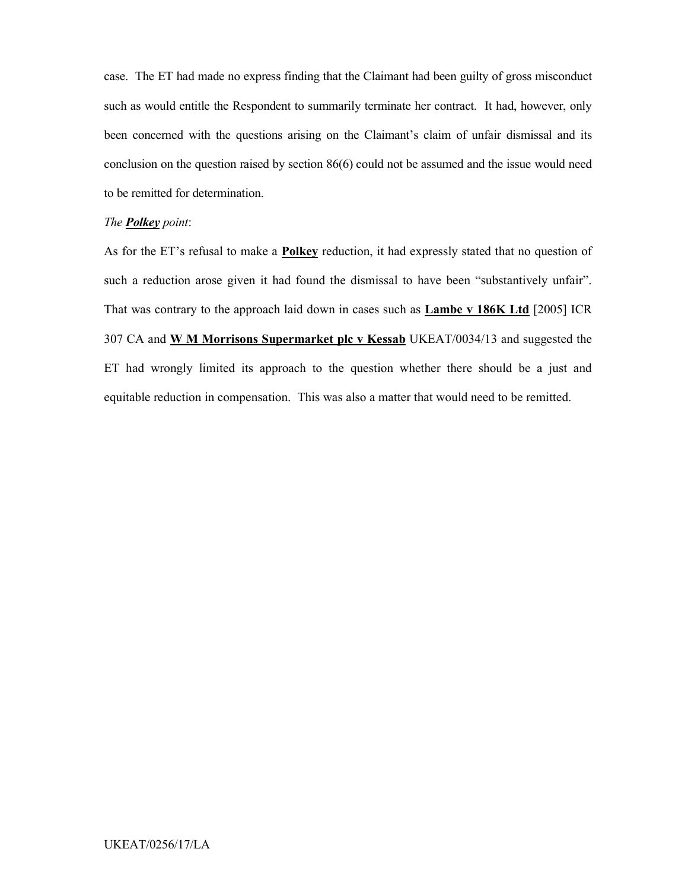case. The ET had made no express finding that the Claimant had been guilty of gross misconduct such as would entitle the Respondent to summarily terminate her contract. It had, however, only been concerned with the questions arising on the Claimant's claim of unfair dismissal and its conclusion on the question raised by section 86(6) could not be assumed and the issue would need to be remitted for determination.

*The **Polkey** point*:

As for the ET's refusal to make a **Polkey** reduction, it had expressly stated that no question of such a reduction arose given it had found the dismissal to have been "substantively unfair". That was contrary to the approach laid down in cases such as **Lambe v 186K Ltd** [2005] ICR 307 CA and **W M Morrisons Supermarket plc v Kessab** UKEAT/0034/13 and suggested the ET had wrongly limited its approach to the question whether there should be a just and equitable reduction in compensation. This was also a matter that would need to be remitted.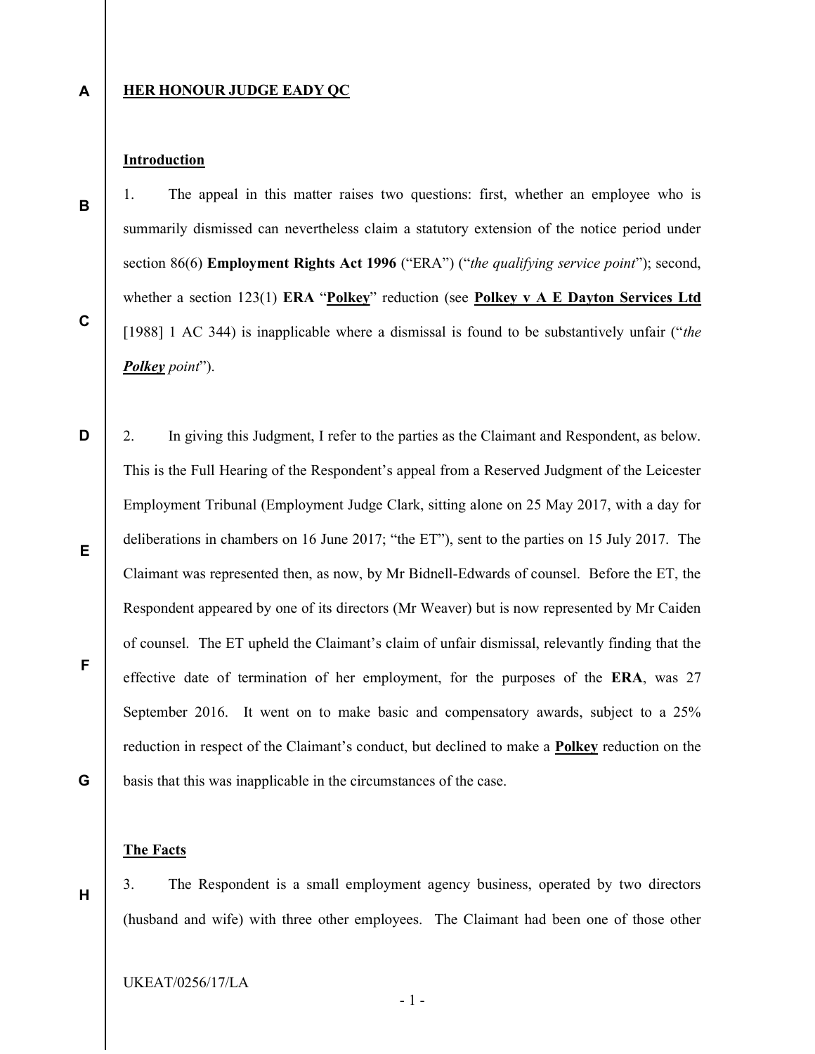**HER HONOUR JUDGE EADY QC**

**Introduction**

1. The appeal in this matter raises two questions: first, whether an employee who is summarily dismissed can nevertheless claim a statutory extension of the notice period under section 86(6) **Employment Rights Act 1996** ("ERA") ("*the qualifying service point*"); second, whether a section 123(1) **ERA** "**Polkey**" reduction (see **Polkey v A E Dayton Services Ltd** [1988] 1 AC 344) is inapplicable where a dismissal is found to be substantively unfair ("*the* ***Polkey*** *point*").

2. In giving this Judgment, I refer to the parties as the Claimant and Respondent, as below. This is the Full Hearing of the Respondent's appeal from a Reserved Judgment of the Leicester Employment Tribunal (Employment Judge Clark, sitting alone on 25 May 2017, with a day for deliberations in chambers on 16 June 2017; "the ET"), sent to the parties on 15 July 2017. The Claimant was represented then, as now, by Mr Bidnell-Edwards of counsel. Before the ET, the Respondent appeared by one of its directors (Mr Weaver) but is now represented by Mr Caiden of counsel. The ET upheld the Claimant's claim of unfair dismissal, relevantly finding that the effective date of termination of her employment, for the purposes of the **ERA**, was 27 September 2016. It went on to make basic and compensatory awards, subject to a 25% reduction in respect of the Claimant's conduct, but declined to make a **Polkey** reduction on the basis that this was inapplicable in the circumstances of the case.

**The Facts**

3. The Respondent is a small employment agency business, operated by two directors (husband and wife) with three other employees. The Claimant had been one of those other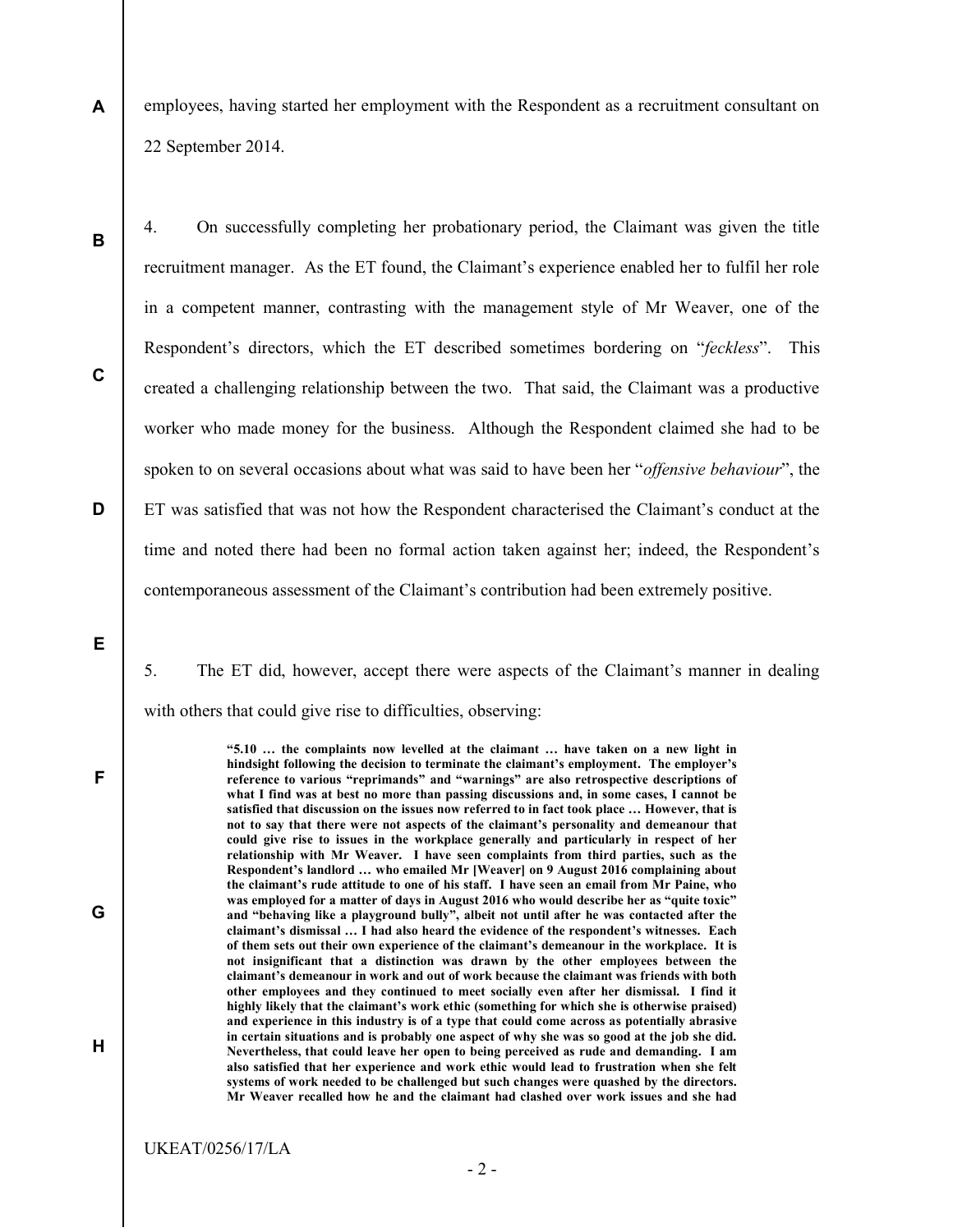employees, having started her employment with the Respondent as a recruitment consultant on 22 September 2014.

4. On successfully completing her probationary period, the Claimant was given the title recruitment manager. As the ET found, the Claimant's experience enabled her to fulfil her role in a competent manner, contrasting with the management style of Mr Weaver, one of the Respondent's directors, which the ET described sometimes bordering on "*feckless*". This created a challenging relationship between the two. That said, the Claimant was a productive worker who made money for the business. Although the Respondent claimed she had to be spoken to on several occasions about what was said to have been her "*offensive behaviour*", the ET was satisfied that was not how the Respondent characterised the Claimant's conduct at the time and noted there had been no formal action taken against her; indeed, the Respondent's contemporaneous assessment of the Claimant's contribution had been extremely positive.

5. The ET did, however, accept there were aspects of the Claimant's manner in dealing with others that could give rise to difficulties, observing:

> **"5.10 … the complaints now levelled at the claimant … have taken on a new light in hindsight following the decision to terminate the claimant's employment. The employer's reference to various "reprimands" and "warnings" are also retrospective descriptions of what I find was at best no more than passing discussions and, in some cases, I cannot be satisfied that discussion on the issues now referred to in fact took place … However, that is not to say that there were not aspects of the claimant's personality and demeanour that could give rise to issues in the workplace generally and particularly in respect of her relationship with Mr Weaver. I have seen complaints from third parties, such as the Respondent's landlord … who emailed Mr [Weaver] on 9 August 2016 complaining about the claimant's rude attitude to one of his staff. I have seen an email from Mr Paine, who was employed for a matter of days in August 2016 who would describe her as "quite toxic" and "behaving like a playground bully", albeit not until after he was contacted after the claimant's dismissal … I had also heard the evidence of the respondent's witnesses. Each of them sets out their own experience of the claimant's demeanour in the workplace. It is not insignificant that a distinction was drawn by the other employees between the claimant's demeanour in work and out of work because the claimant was friends with both other employees and they continued to meet socially even after her dismissal. I find it highly likely that the claimant's work ethic (something for which she is otherwise praised) and experience in this industry is of a type that could come across as potentially abrasive in certain situations and is probably one aspect of why she was so good at the job she did. Nevertheless, that could leave her open to being perceived as rude and demanding. I am also satisfied that her experience and work ethic would lead to frustration when she felt systems of work needed to be challenged but such changes were quashed by the directors. Mr Weaver recalled how he and the claimant had clashed over work issues and she had**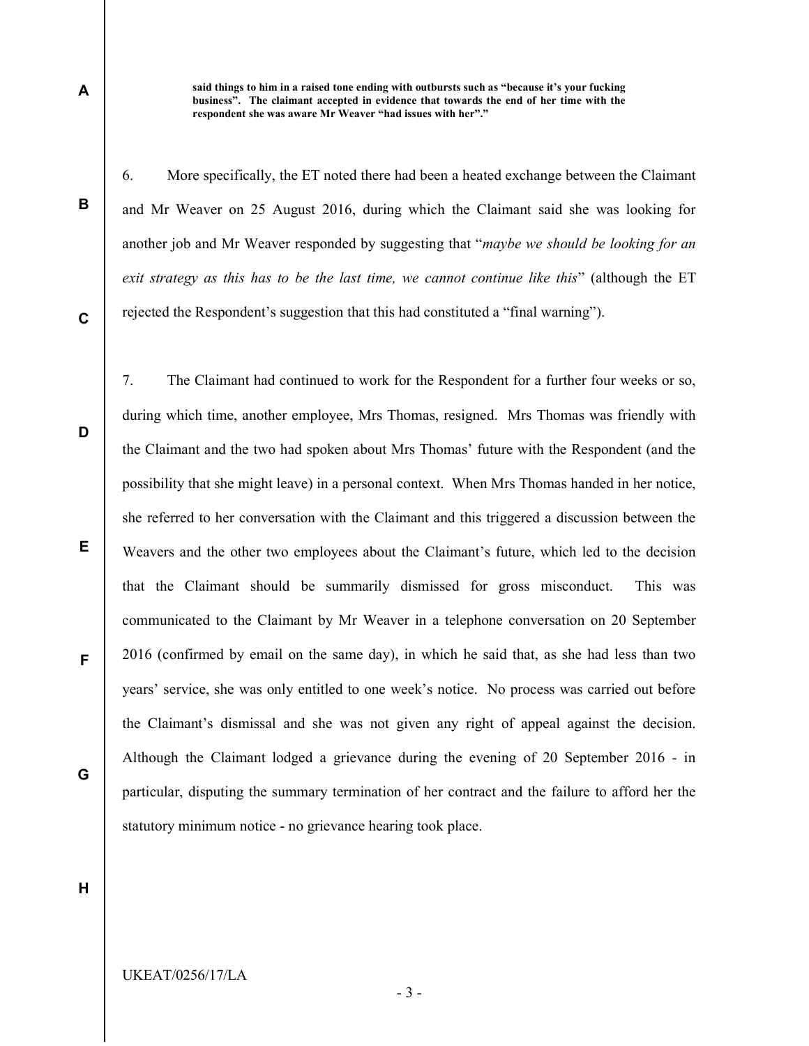**said things to him in a raised tone ending with outbursts such as "because it's your fucking business". The claimant accepted in evidence that towards the end of her time with the respondent she was aware Mr Weaver "had issues with her"."**

6. More specifically, the ET noted there had been a heated exchange between the Claimant and Mr Weaver on 25 August 2016, during which the Claimant said she was looking for another job and Mr Weaver responded by suggesting that "*maybe we should be looking for an exit strategy as this has to be the last time, we cannot continue like this*" (although the ET rejected the Respondent's suggestion that this had constituted a "final warning").

7. The Claimant had continued to work for the Respondent for a further four weeks or so, during which time, another employee, Mrs Thomas, resigned. Mrs Thomas was friendly with the Claimant and the two had spoken about Mrs Thomas' future with the Respondent (and the possibility that she might leave) in a personal context. When Mrs Thomas handed in her notice, she referred to her conversation with the Claimant and this triggered a discussion between the Weavers and the other two employees about the Claimant's future, which led to the decision that the Claimant should be summarily dismissed for gross misconduct. This was communicated to the Claimant by Mr Weaver in a telephone conversation on 20 September 2016 (confirmed by email on the same day), in which he said that, as she had less than two years' service, she was only entitled to one week's notice. No process was carried out before the Claimant's dismissal and she was not given any right of appeal against the decision. Although the Claimant lodged a grievance during the evening of 20 September 2016 - in particular, disputing the summary termination of her contract and the failure to afford her the statutory minimum notice - no grievance hearing took place.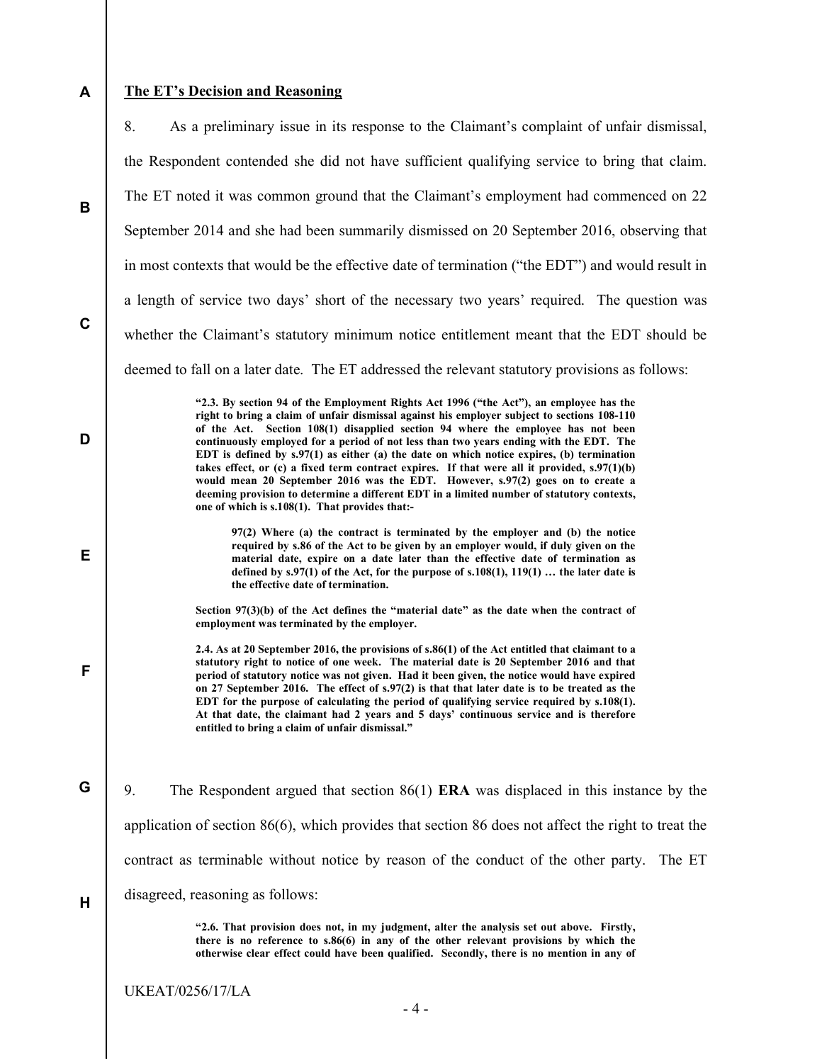**The ET's Decision and Reasoning**

8. As a preliminary issue in its response to the Claimant's complaint of unfair dismissal, the Respondent contended she did not have sufficient qualifying service to bring that claim. The ET noted it was common ground that the Claimant's employment had commenced on 22 September 2014 and she had been summarily dismissed on 20 September 2016, observing that in most contexts that would be the effective date of termination ("the EDT") and would result in a length of service two days' short of the necessary two years' required. The question was whether the Claimant's statutory minimum notice entitlement meant that the EDT should be deemed to fall on a later date. The ET addressed the relevant statutory provisions as follows:

> **"2.3. By section 94 of the Employment Rights Act 1996 ("the Act"), an employee has the right to bring a claim of unfair dismissal against his employer subject to sections 108-110 of the Act. Section 108(1) disapplied section 94 where the employee has not been continuously employed for a period of not less than two years ending with the EDT. The EDT is defined by s.97(1) as either (a) the date on which notice expires, (b) termination takes effect, or (c) a fixed term contract expires. If that were all it provided, s.97(1)(b) would mean 20 September 2016 was the EDT. However, s.97(2) goes on to create a deeming provision to determine a different EDT in a limited number of statutory contexts, one of which is s.108(1). That provides that:-**
>
>> **97(2) Where (a) the contract is terminated by the employer and (b) the notice required by s.86 of the Act to be given by an employer would, if duly given on the material date, expire on a date later than the effective date of termination as defined by s.97(1) of the Act, for the purpose of s.108(1), 119(1) … the later date is the effective date of termination.**
>
> **Section 97(3)(b) of the Act defines the "material date" as the date when the contract of employment was terminated by the employer.**
>
> **2.4. As at 20 September 2016, the provisions of s.86(1) of the Act entitled that claimant to a statutory right to notice of one week. The material date is 20 September 2016 and that period of statutory notice was not given. Had it been given, the notice would have expired on 27 September 2016. The effect of s.97(2) is that that later date is to be treated as the EDT for the purpose of calculating the period of qualifying service required by s.108(1). At that date, the claimant had 2 years and 5 days' continuous service and is therefore entitled to bring a claim of unfair dismissal."**

9. The Respondent argued that section 86(1) **ERA** was displaced in this instance by the application of section 86(6), which provides that section 86 does not affect the right to treat the contract as terminable without notice by reason of the conduct of the other party. The ET disagreed, reasoning as follows:

> **"2.6. That provision does not, in my judgment, alter the analysis set out above. Firstly, there is no reference to s.86(6) in any of the other relevant provisions by which the otherwise clear effect could have been qualified. Secondly, there is no mention in any of**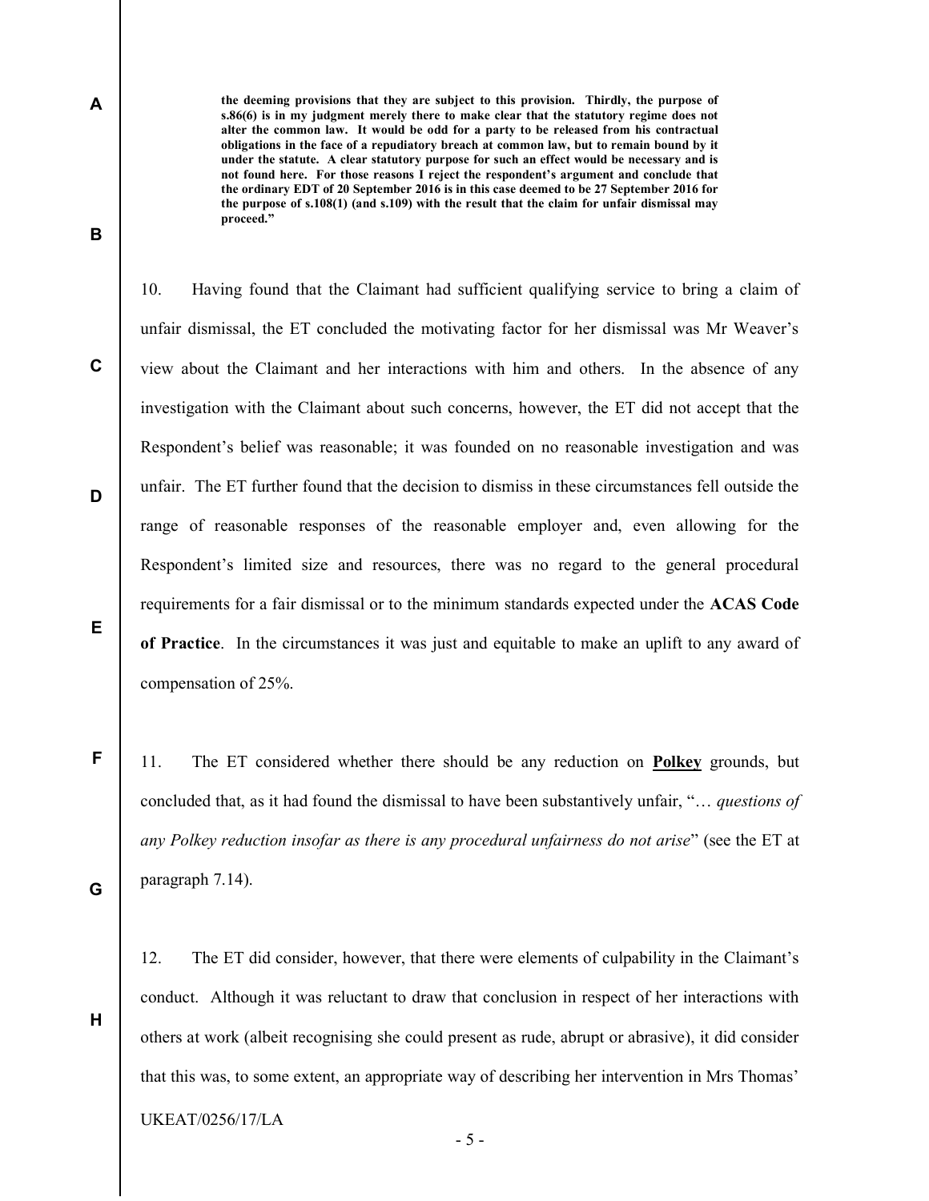**the deeming provisions that they are subject to this provision. Thirdly, the purpose of s.86(6) is in my judgment merely there to make clear that the statutory regime does not alter the common law. It would be odd for a party to be released from his contractual obligations in the face of a repudiatory breach at common law, but to remain bound by it under the statute. A clear statutory purpose for such an effect would be necessary and is not found here. For those reasons I reject the respondent's argument and conclude that the ordinary EDT of 20 September 2016 is in this case deemed to be 27 September 2016 for the purpose of s.108(1) (and s.109) with the result that the claim for unfair dismissal may proceed."**

10. Having found that the Claimant had sufficient qualifying service to bring a claim of unfair dismissal, the ET concluded the motivating factor for her dismissal was Mr Weaver's view about the Claimant and her interactions with him and others. In the absence of any investigation with the Claimant about such concerns, however, the ET did not accept that the Respondent's belief was reasonable; it was founded on no reasonable investigation and was unfair. The ET further found that the decision to dismiss in these circumstances fell outside the range of reasonable responses of the reasonable employer and, even allowing for the Respondent's limited size and resources, there was no regard to the general procedural requirements for a fair dismissal or to the minimum standards expected under the **ACAS Code of Practice**. In the circumstances it was just and equitable to make an uplift to any award of compensation of 25%.

11. The ET considered whether there should be any reduction on **Polkey** grounds, but concluded that, as it had found the dismissal to have been substantively unfair, "… *questions of any Polkey reduction insofar as there is any procedural unfairness do not arise*" (see the ET at paragraph 7.14).

12. The ET did consider, however, that there were elements of culpability in the Claimant's conduct. Although it was reluctant to draw that conclusion in respect of her interactions with others at work (albeit recognising she could present as rude, abrupt or abrasive), it did consider that this was, to some extent, an appropriate way of describing her intervention in Mrs Thomas'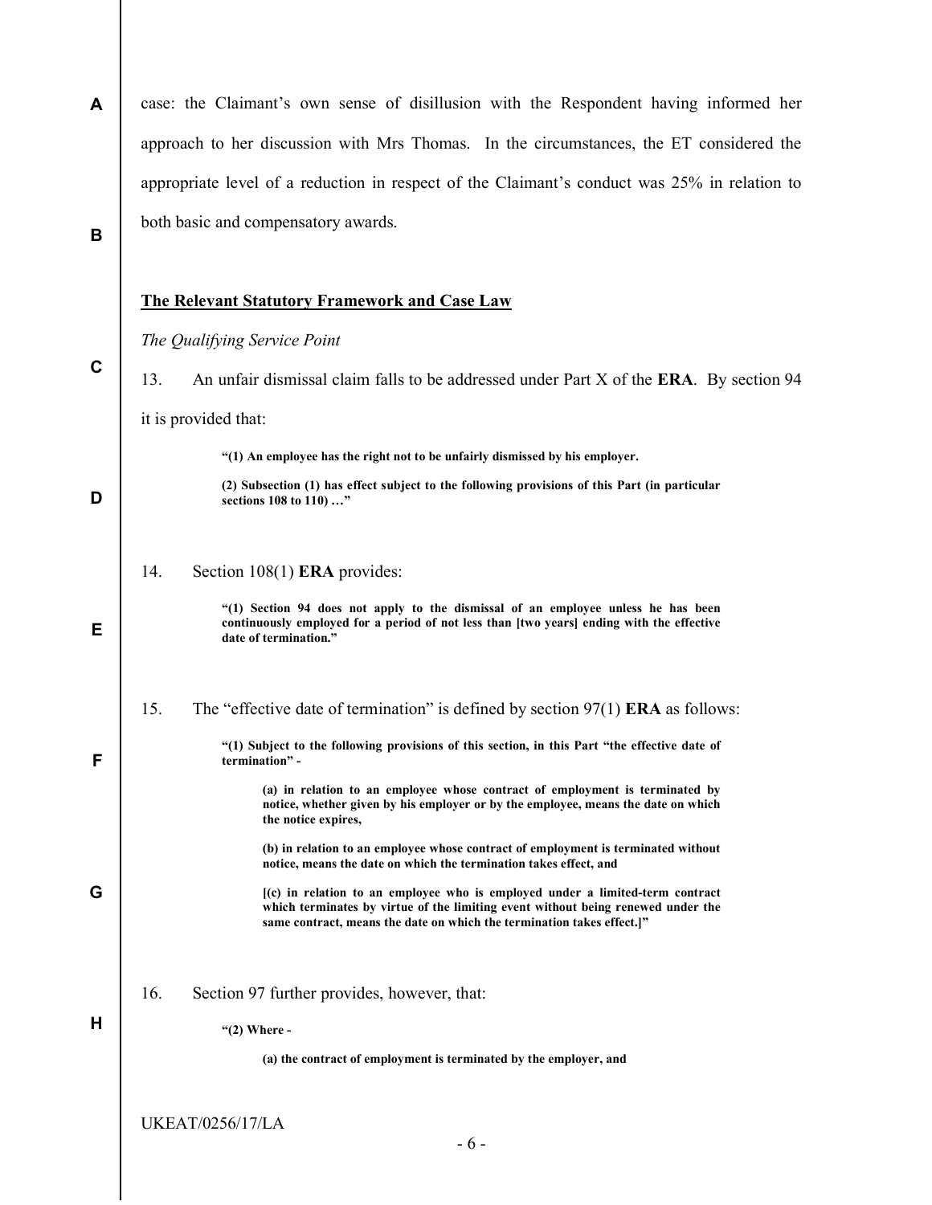case: the Claimant's own sense of disillusion with the Respondent having informed her approach to her discussion with Mrs Thomas. In the circumstances, the ET considered the appropriate level of a reduction in respect of the Claimant's conduct was 25% in relation to both basic and compensatory awards.

## The Relevant Statutory Framework and Case Law

*The Qualifying Service Point*

13. An unfair dismissal claim falls to be addressed under Part X of the **ERA**. By section 94 it is provided that:

> **"(1) An employee has the right not to be unfairly dismissed by his employer.**
>
> **(2) Subsection (1) has effect subject to the following provisions of this Part (in particular sections 108 to 110) …"**

14. Section 108(1) **ERA** provides:

> **"(1) Section 94 does not apply to the dismissal of an employee unless he has been continuously employed for a period of not less than [two years] ending with the effective date of termination."**

15. The "effective date of termination" is defined by section 97(1) **ERA** as follows:

> **"(1) Subject to the following provisions of this section, in this Part "the effective date of termination" -**
>
> **(a) in relation to an employee whose contract of employment is terminated by notice, whether given by his employer or by the employee, means the date on which the notice expires,**
>
> **(b) in relation to an employee whose contract of employment is terminated without notice, means the date on which the termination takes effect, and**
>
> **[(c) in relation to an employee who is employed under a limited-term contract which terminates by virtue of the limiting event without being renewed under the same contract, means the date on which the termination takes effect.]"**

16. Section 97 further provides, however, that:

> **"(2) Where -**
>
> **(a) the contract of employment is terminated by the employer, and**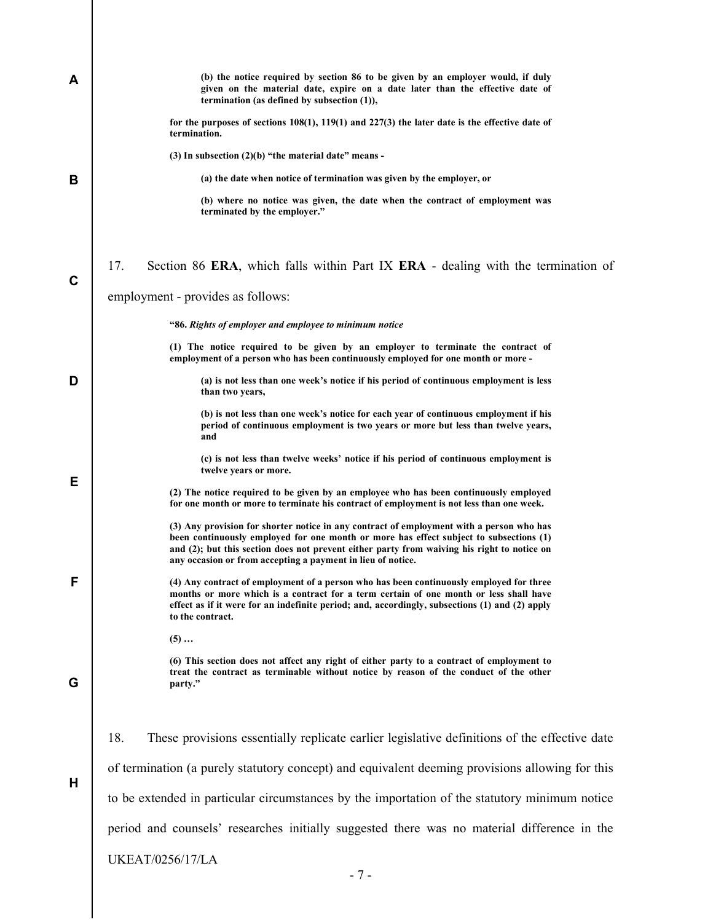**(b) the notice required by section 86 to be given by an employer would, if duly given on the material date, expire on a date later than the effective date of termination (as defined by subsection (1)),**

**for the purposes of sections 108(1), 119(1) and 227(3) the later date is the effective date of termination.**

**(3) In subsection (2)(b) "the material date" means -**

**(a) the date when notice of termination was given by the employer, or**

**(b) where no notice was given, the date when the contract of employment was terminated by the employer."**

17. Section 86 **ERA**, which falls within Part IX **ERA** - dealing with the termination of employment - provides as follows:

**"86.** ***Rights of employer and employee to minimum notice***

**(1) The notice required to be given by an employer to terminate the contract of employment of a person who has been continuously employed for one month or more -**

**(a) is not less than one week's notice if his period of continuous employment is less than two years,**

**(b) is not less than one week's notice for each year of continuous employment if his period of continuous employment is two years or more but less than twelve years, and**

**(c) is not less than twelve weeks' notice if his period of continuous employment is twelve years or more.**

**(2) The notice required to be given by an employee who has been continuously employed for one month or more to terminate his contract of employment is not less than one week.**

**(3) Any provision for shorter notice in any contract of employment with a person who has been continuously employed for one month or more has effect subject to subsections (1) and (2); but this section does not prevent either party from waiving his right to notice on any occasion or from accepting a payment in lieu of notice.**

**(4) Any contract of employment of a person who has been continuously employed for three months or more which is a contract for a term certain of one month or less shall have effect as if it were for an indefinite period; and, accordingly, subsections (1) and (2) apply to the contract.**

**(5) …**

**(6) This section does not affect any right of either party to a contract of employment to treat the contract as terminable without notice by reason of the conduct of the other party."**

18. These provisions essentially replicate earlier legislative definitions of the effective date of termination (a purely statutory concept) and equivalent deeming provisions allowing for this to be extended in particular circumstances by the importation of the statutory minimum notice period and counsels' researches initially suggested there was no material difference in the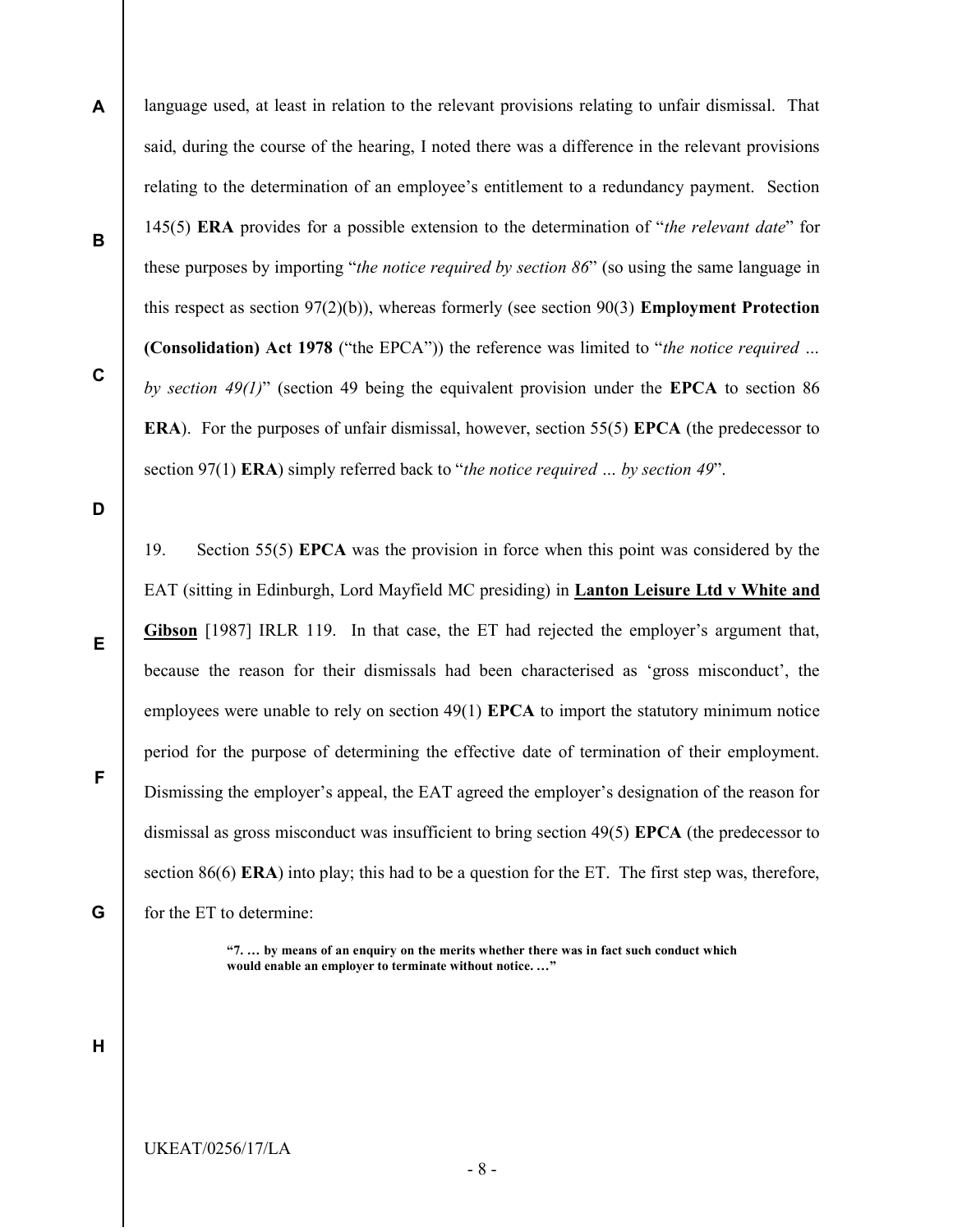language used, at least in relation to the relevant provisions relating to unfair dismissal. That said, during the course of the hearing, I noted there was a difference in the relevant provisions relating to the determination of an employee's entitlement to a redundancy payment. Section 145(5) **ERA** provides for a possible extension to the determination of "*the relevant date*" for these purposes by importing "*the notice required by section 86*" (so using the same language in this respect as section 97(2)(b)), whereas formerly (see section 90(3) **Employment Protection (Consolidation) Act 1978** ("the EPCA")) the reference was limited to "*the notice required … by section 49(1)*" (section 49 being the equivalent provision under the **EPCA** to section 86 **ERA**). For the purposes of unfair dismissal, however, section 55(5) **EPCA** (the predecessor to section 97(1) **ERA**) simply referred back to "*the notice required … by section 49*".

19. Section 55(5) **EPCA** was the provision in force when this point was considered by the EAT (sitting in Edinburgh, Lord Mayfield MC presiding) in **Lanton Leisure Ltd v White and Gibson** [1987] IRLR 119. In that case, the ET had rejected the employer's argument that, because the reason for their dismissals had been characterised as 'gross misconduct', the employees were unable to rely on section 49(1) **EPCA** to import the statutory minimum notice period for the purpose of determining the effective date of termination of their employment. Dismissing the employer's appeal, the EAT agreed the employer's designation of the reason for dismissal as gross misconduct was insufficient to bring section 49(5) **EPCA** (the predecessor to section 86(6) **ERA**) into play; this had to be a question for the ET. The first step was, therefore, for the ET to determine:

> **"7. … by means of an enquiry on the merits whether there was in fact such conduct which would enable an employer to terminate without notice. …"**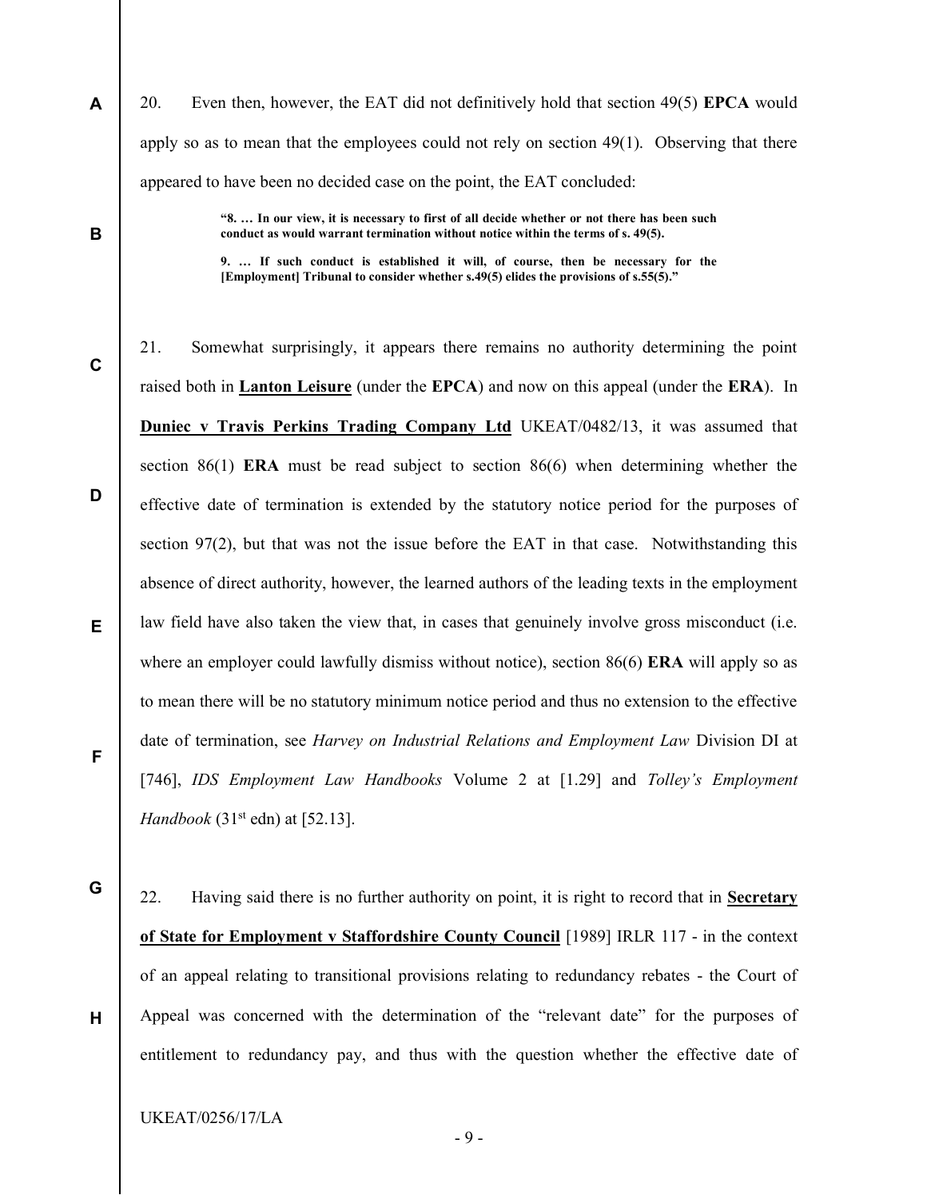20. Even then, however, the EAT did not definitively hold that section 49(5) **EPCA** would apply so as to mean that the employees could not rely on section 49(1). Observing that there appeared to have been no decided case on the point, the EAT concluded:

> **"8. … In our view, it is necessary to first of all decide whether or not there has been such conduct as would warrant termination without notice within the terms of s. 49(5).**
>
> **9. … If such conduct is established it will, of course, then be necessary for the [Employment] Tribunal to consider whether s.49(5) elides the provisions of s.55(5)."**

21. Somewhat surprisingly, it appears there remains no authority determining the point raised both in **Lanton Leisure** (under the **EPCA**) and now on this appeal (under the **ERA**). In **Duniec v Travis Perkins Trading Company Ltd** UKEAT/0482/13, it was assumed that section 86(1) **ERA** must be read subject to section 86(6) when determining whether the effective date of termination is extended by the statutory notice period for the purposes of section 97(2), but that was not the issue before the EAT in that case. Notwithstanding this absence of direct authority, however, the learned authors of the leading texts in the employment law field have also taken the view that, in cases that genuinely involve gross misconduct (i.e. where an employer could lawfully dismiss without notice), section 86(6) **ERA** will apply so as to mean there will be no statutory minimum notice period and thus no extension to the effective date of termination, see *Harvey on Industrial Relations and Employment Law* Division DI at [746], *IDS Employment Law Handbooks* Volume 2 at [1.29] and *Tolley's Employment Handbook* (31st edn) at [52.13].

22. Having said there is no further authority on point, it is right to record that in **Secretary of State for Employment v Staffordshire County Council** [1989] IRLR 117 - in the context of an appeal relating to transitional provisions relating to redundancy rebates - the Court of Appeal was concerned with the determination of the "relevant date" for the purposes of entitlement to redundancy pay, and thus with the question whether the effective date of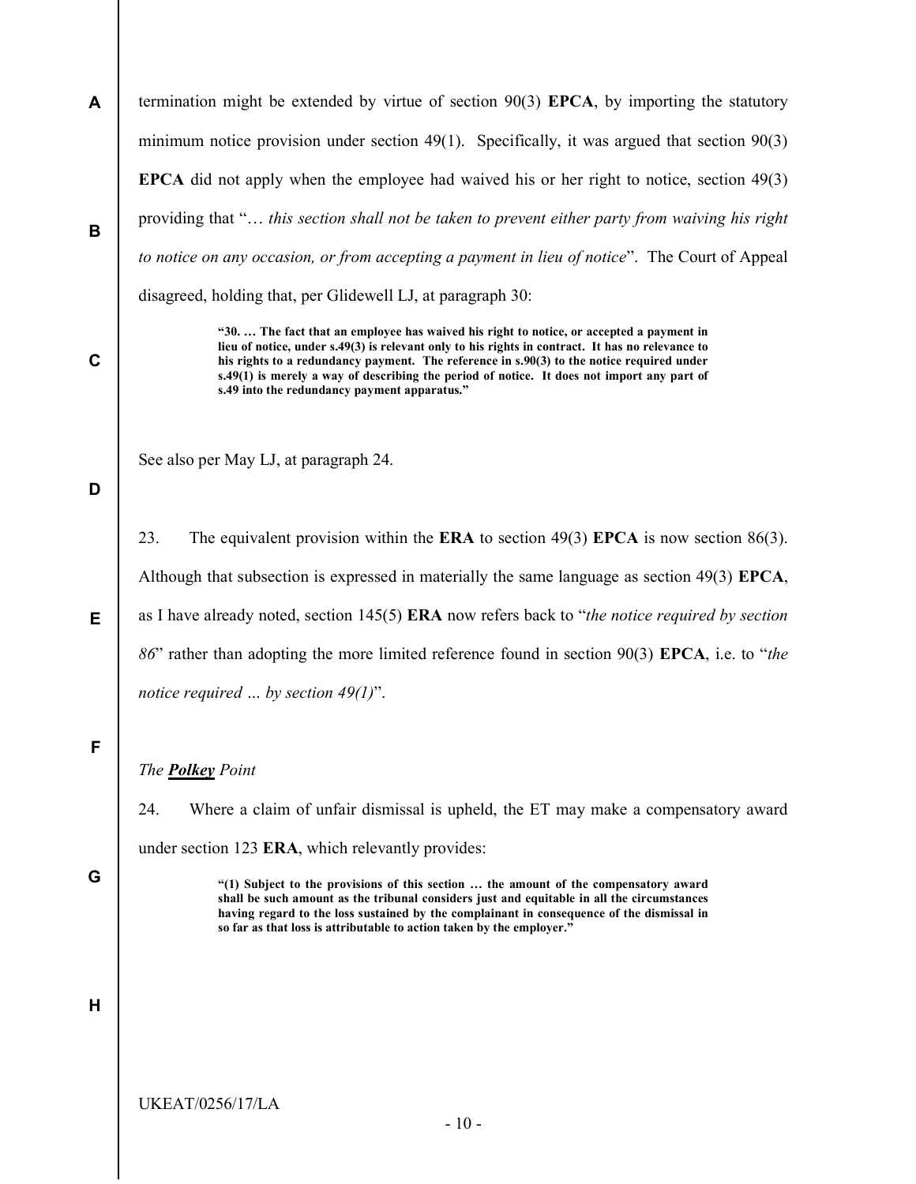termination might be extended by virtue of section 90(3) **EPCA**, by importing the statutory minimum notice provision under section 49(1). Specifically, it was argued that section 90(3) **EPCA** did not apply when the employee had waived his or her right to notice, section 49(3) providing that "… *this section shall not be taken to prevent either party from waiving his right to notice on any occasion, or from accepting a payment in lieu of notice*". The Court of Appeal disagreed, holding that, per Glidewell LJ, at paragraph 30:

> **"30. … The fact that an employee has waived his right to notice, or accepted a payment in lieu of notice, under s.49(3) is relevant only to his rights in contract. It has no relevance to his rights to a redundancy payment. The reference in s.90(3) to the notice required under s.49(1) is merely a way of describing the period of notice. It does not import any part of s.49 into the redundancy payment apparatus."**

See also per May LJ, at paragraph 24.

23. The equivalent provision within the **ERA** to section 49(3) **EPCA** is now section 86(3). Although that subsection is expressed in materially the same language as section 49(3) **EPCA**, as I have already noted, section 145(5) **ERA** now refers back to "*the notice required by section 86*" rather than adopting the more limited reference found in section 90(3) **EPCA**, i.e. to "*the notice required … by section 49(1)*".

*The **Polkey** Point*

24. Where a claim of unfair dismissal is upheld, the ET may make a compensatory award under section 123 **ERA**, which relevantly provides:

> **"(1) Subject to the provisions of this section … the amount of the compensatory award shall be such amount as the tribunal considers just and equitable in all the circumstances having regard to the loss sustained by the complainant in consequence of the dismissal in so far as that loss is attributable to action taken by the employer."**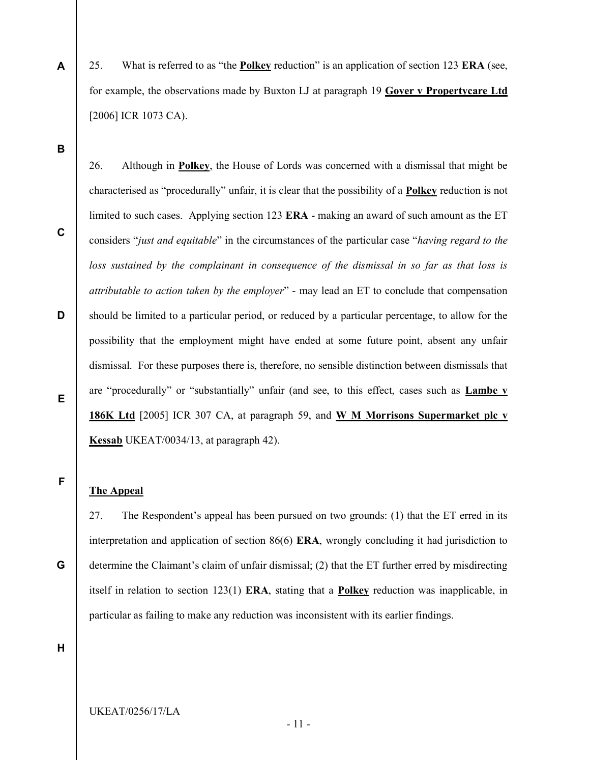25. What is referred to as "the **Polkey** reduction" is an application of section 123 **ERA** (see, for example, the observations made by Buxton LJ at paragraph 19 **Gover v Propertycare Ltd** [2006] ICR 1073 CA).

26. Although in **Polkey**, the House of Lords was concerned with a dismissal that might be characterised as "procedurally" unfair, it is clear that the possibility of a **Polkey** reduction is not limited to such cases. Applying section 123 **ERA** - making an award of such amount as the ET considers "*just and equitable*" in the circumstances of the particular case "*having regard to the loss sustained by the complainant in consequence of the dismissal in so far as that loss is attributable to action taken by the employer*" - may lead an ET to conclude that compensation should be limited to a particular period, or reduced by a particular percentage, to allow for the possibility that the employment might have ended at some future point, absent any unfair dismissal. For these purposes there is, therefore, no sensible distinction between dismissals that are "procedurally" or "substantially" unfair (and see, to this effect, cases such as **Lambe v 186K Ltd** [2005] ICR 307 CA, at paragraph 59, and **W M Morrisons Supermarket plc v Kessab** UKEAT/0034/13, at paragraph 42).

## The Appeal

27. The Respondent's appeal has been pursued on two grounds: (1) that the ET erred in its interpretation and application of section 86(6) **ERA**, wrongly concluding it had jurisdiction to determine the Claimant's claim of unfair dismissal; (2) that the ET further erred by misdirecting itself in relation to section 123(1) **ERA**, stating that a **Polkey** reduction was inapplicable, in particular as failing to make any reduction was inconsistent with its earlier findings.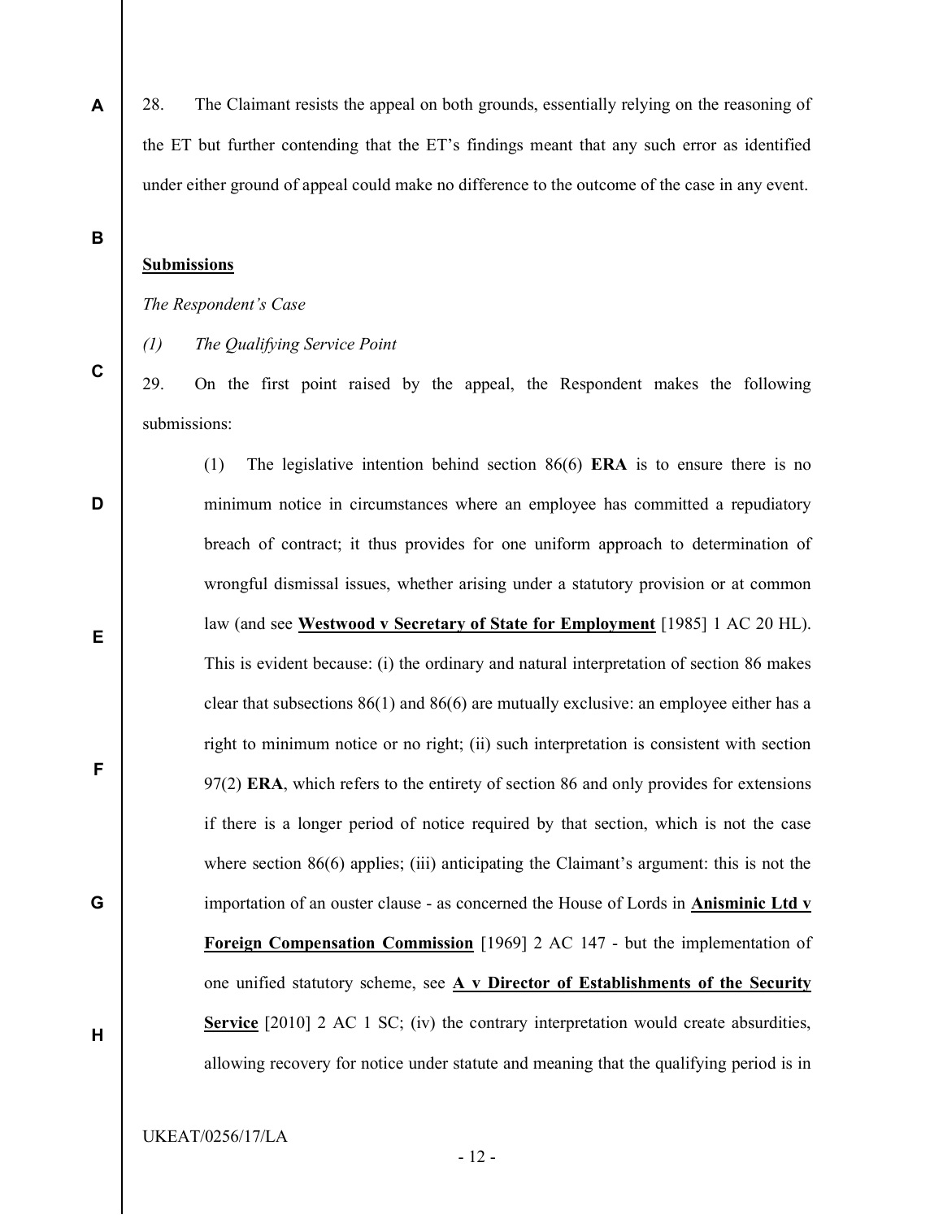28. The Claimant resists the appeal on both grounds, essentially relying on the reasoning of the ET but further contending that the ET's findings meant that any such error as identified under either ground of appeal could make no difference to the outcome of the case in any event.

**Submissions**

*The Respondent's Case*

*(1) The Qualifying Service Point*

29. On the first point raised by the appeal, the Respondent makes the following submissions:

> (1) The legislative intention behind section 86(6) **ERA** is to ensure there is no minimum notice in circumstances where an employee has committed a repudiatory breach of contract; it thus provides for one uniform approach to determination of wrongful dismissal issues, whether arising under a statutory provision or at common law (and see **Westwood v Secretary of State for Employment** [1985] 1 AC 20 HL). This is evident because: (i) the ordinary and natural interpretation of section 86 makes clear that subsections 86(1) and 86(6) are mutually exclusive: an employee either has a right to minimum notice or no right; (ii) such interpretation is consistent with section 97(2) **ERA**, which refers to the entirety of section 86 and only provides for extensions if there is a longer period of notice required by that section, which is not the case where section 86(6) applies; (iii) anticipating the Claimant's argument: this is not the importation of an ouster clause - as concerned the House of Lords in **Anisminic Ltd v Foreign Compensation Commission** [1969] 2 AC 147 - but the implementation of one unified statutory scheme, see **A v Director of Establishments of the Security Service** [2010] 2 AC 1 SC; (iv) the contrary interpretation would create absurdities, allowing recovery for notice under statute and meaning that the qualifying period is in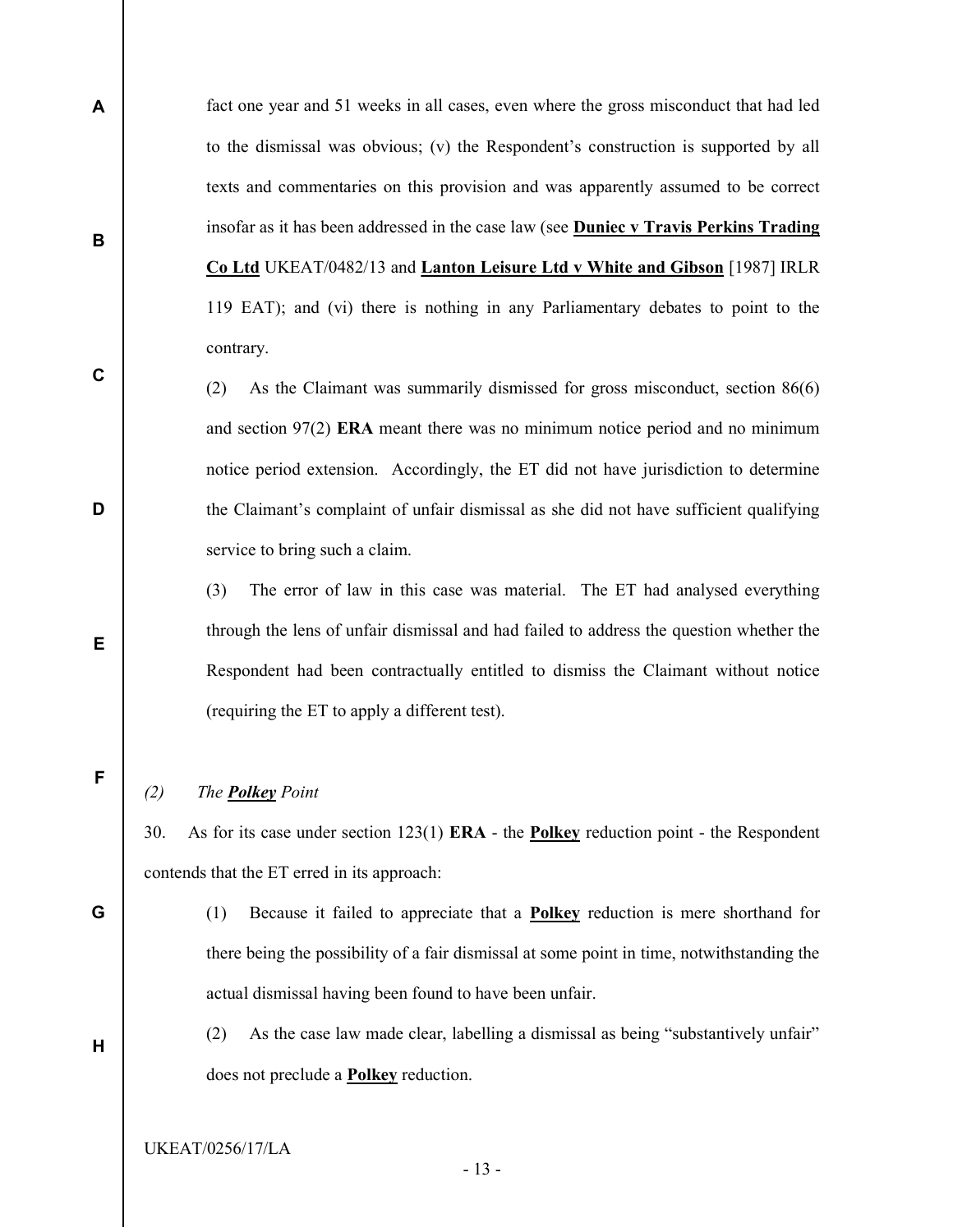fact one year and 51 weeks in all cases, even where the gross misconduct that had led to the dismissal was obvious; (v) the Respondent's construction is supported by all texts and commentaries on this provision and was apparently assumed to be correct insofar as it has been addressed in the case law (see **Duniec v Travis Perkins Trading Co Ltd** UKEAT/0482/13 and **Lanton Leisure Ltd v White and Gibson** [1987] IRLR 119 EAT); and (vi) there is nothing in any Parliamentary debates to point to the contrary.

(2) As the Claimant was summarily dismissed for gross misconduct, section 86(6) and section 97(2) **ERA** meant there was no minimum notice period and no minimum notice period extension. Accordingly, the ET did not have jurisdiction to determine the Claimant's complaint of unfair dismissal as she did not have sufficient qualifying service to bring such a claim.

(3) The error of law in this case was material. The ET had analysed everything through the lens of unfair dismissal and had failed to address the question whether the Respondent had been contractually entitled to dismiss the Claimant without notice (requiring the ET to apply a different test).

*(2) The **Polkey** Point*

30. As for its case under section 123(1) **ERA** - the **Polkey** reduction point - the Respondent contends that the ET erred in its approach:

(1) Because it failed to appreciate that a **Polkey** reduction is mere shorthand for there being the possibility of a fair dismissal at some point in time, notwithstanding the actual dismissal having been found to have been unfair.

(2) As the case law made clear, labelling a dismissal as being "substantively unfair" does not preclude a **Polkey** reduction.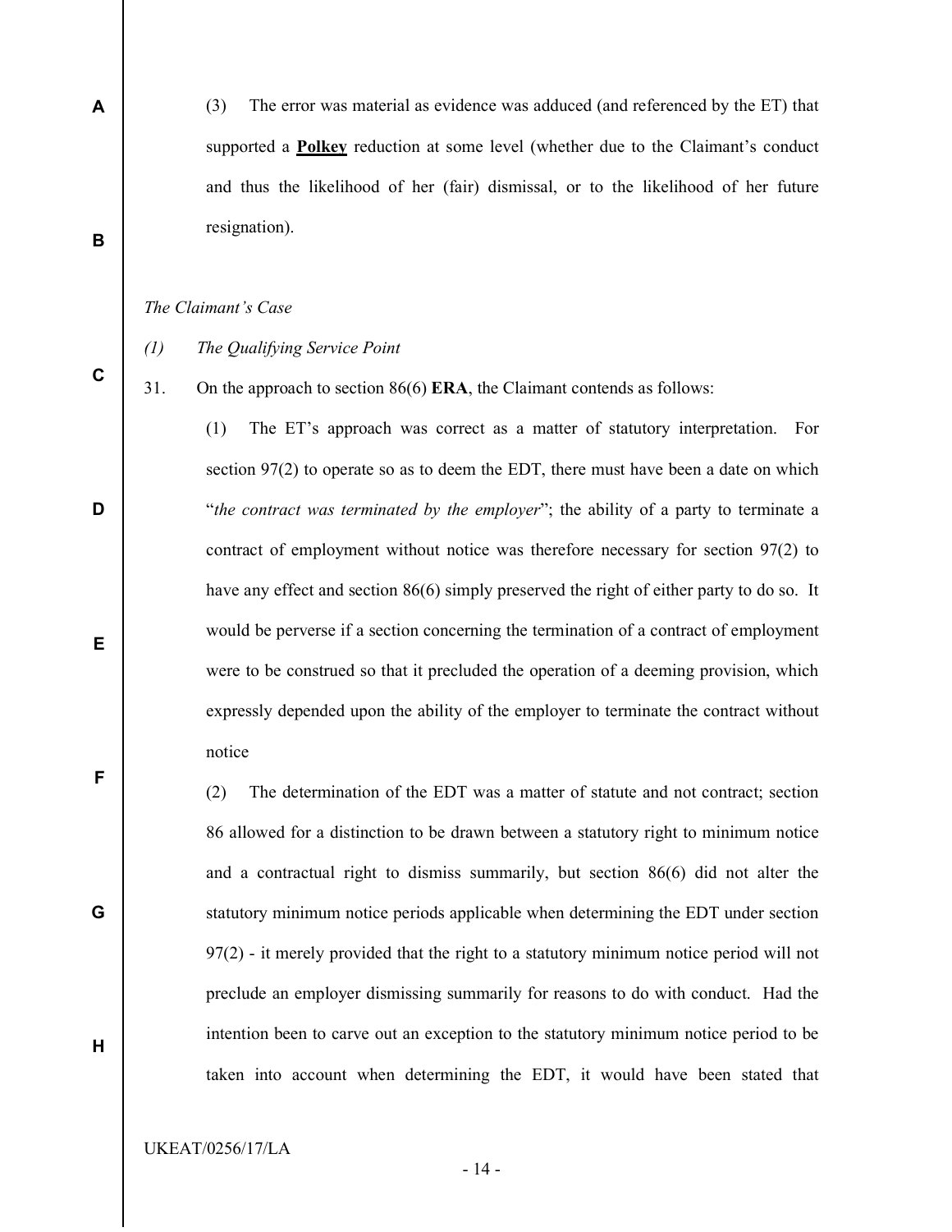(3) The error was material as evidence was adduced (and referenced by the ET) that supported a **Polkey** reduction at some level (whether due to the Claimant's conduct and thus the likelihood of her (fair) dismissal, or to the likelihood of her future resignation).

*The Claimant's Case*

*(1) The Qualifying Service Point*

31. On the approach to section 86(6) **ERA**, the Claimant contends as follows:

(1) The ET's approach was correct as a matter of statutory interpretation. For section 97(2) to operate so as to deem the EDT, there must have been a date on which "*the contract was terminated by the employer*"; the ability of a party to terminate a contract of employment without notice was therefore necessary for section 97(2) to have any effect and section 86(6) simply preserved the right of either party to do so. It would be perverse if a section concerning the termination of a contract of employment were to be construed so that it precluded the operation of a deeming provision, which expressly depended upon the ability of the employer to terminate the contract without notice

(2) The determination of the EDT was a matter of statute and not contract; section 86 allowed for a distinction to be drawn between a statutory right to minimum notice and a contractual right to dismiss summarily, but section 86(6) did not alter the statutory minimum notice periods applicable when determining the EDT under section 97(2) - it merely provided that the right to a statutory minimum notice period will not preclude an employer dismissing summarily for reasons to do with conduct. Had the intention been to carve out an exception to the statutory minimum notice period to be taken into account when determining the EDT, it would have been stated that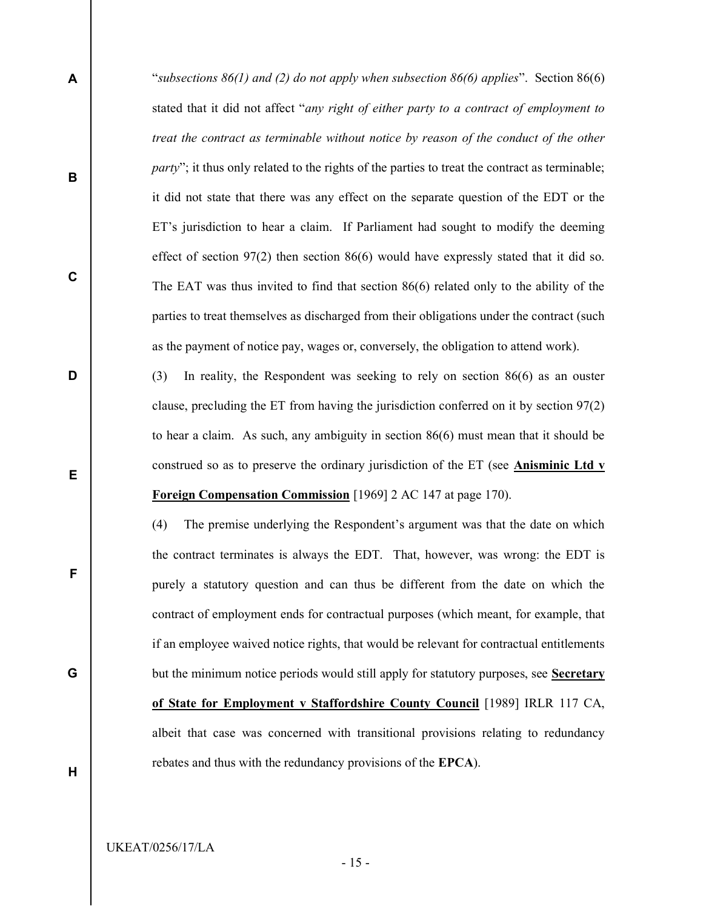"*subsections 86(1) and (2) do not apply when subsection 86(6) applies*". Section 86(6) stated that it did not affect "*any right of either party to a contract of employment to treat the contract as terminable without notice by reason of the conduct of the other party*"; it thus only related to the rights of the parties to treat the contract as terminable; it did not state that there was any effect on the separate question of the EDT or the ET's jurisdiction to hear a claim. If Parliament had sought to modify the deeming effect of section 97(2) then section 86(6) would have expressly stated that it did so. The EAT was thus invited to find that section 86(6) related only to the ability of the parties to treat themselves as discharged from their obligations under the contract (such as the payment of notice pay, wages or, conversely, the obligation to attend work).

(3) In reality, the Respondent was seeking to rely on section 86(6) as an ouster clause, precluding the ET from having the jurisdiction conferred on it by section 97(2) to hear a claim. As such, any ambiguity in section 86(6) must mean that it should be construed so as to preserve the ordinary jurisdiction of the ET (see **Anisminic Ltd v Foreign Compensation Commission** [1969] 2 AC 147 at page 170).

(4) The premise underlying the Respondent's argument was that the date on which the contract terminates is always the EDT. That, however, was wrong: the EDT is purely a statutory question and can thus be different from the date on which the contract of employment ends for contractual purposes (which meant, for example, that if an employee waived notice rights, that would be relevant for contractual entitlements but the minimum notice periods would still apply for statutory purposes, see **Secretary of State for Employment v Staffordshire County Council** [1989] IRLR 117 CA, albeit that case was concerned with transitional provisions relating to redundancy rebates and thus with the redundancy provisions of the **EPCA**).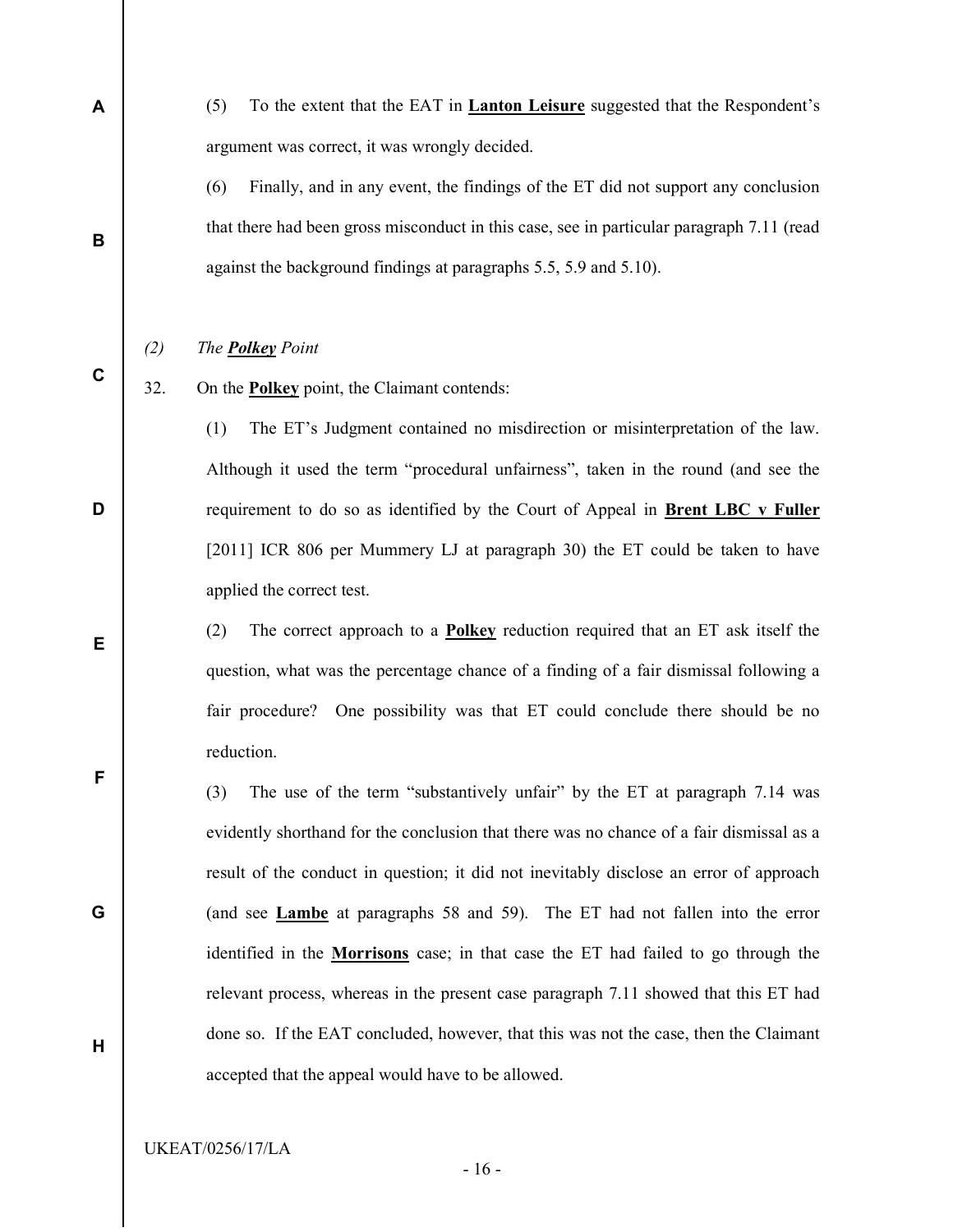(5) To the extent that the EAT in **Lanton Leisure** suggested that the Respondent's argument was correct, it was wrongly decided.

(6) Finally, and in any event, the findings of the ET did not support any conclusion that there had been gross misconduct in this case, see in particular paragraph 7.11 (read against the background findings at paragraphs 5.5, 5.9 and 5.10).

*(2) The **Polkey** Point*

32. On the **Polkey** point, the Claimant contends:

(1) The ET's Judgment contained no misdirection or misinterpretation of the law. Although it used the term "procedural unfairness", taken in the round (and see the requirement to do so as identified by the Court of Appeal in **Brent LBC v Fuller** [2011] ICR 806 per Mummery LJ at paragraph 30) the ET could be taken to have applied the correct test.

(2) The correct approach to a **Polkey** reduction required that an ET ask itself the question, what was the percentage chance of a finding of a fair dismissal following a fair procedure? One possibility was that ET could conclude there should be no reduction.

(3) The use of the term "substantively unfair" by the ET at paragraph 7.14 was evidently shorthand for the conclusion that there was no chance of a fair dismissal as a result of the conduct in question; it did not inevitably disclose an error of approach (and see **Lambe** at paragraphs 58 and 59). The ET had not fallen into the error identified in the **Morrisons** case; in that case the ET had failed to go through the relevant process, whereas in the present case paragraph 7.11 showed that this ET had done so. If the EAT concluded, however, that this was not the case, then the Claimant accepted that the appeal would have to be allowed.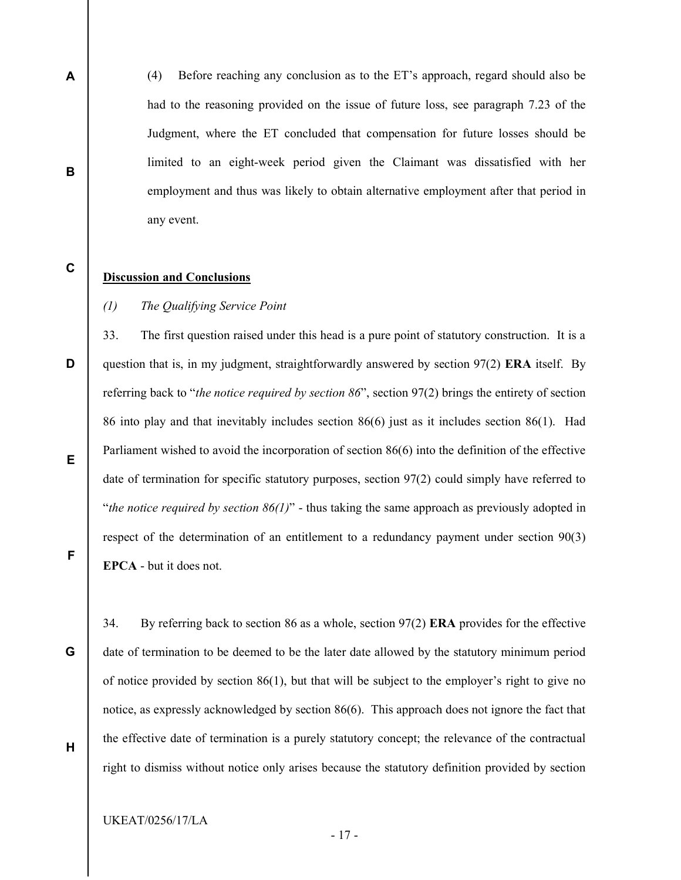(4) Before reaching any conclusion as to the ET's approach, regard should also be had to the reasoning provided on the issue of future loss, see paragraph 7.23 of the Judgment, where the ET concluded that compensation for future losses should be limited to an eight-week period given the Claimant was dissatisfied with her employment and thus was likely to obtain alternative employment after that period in any event.

**Discussion and Conclusions**

*(1) The Qualifying Service Point*

33. The first question raised under this head is a pure point of statutory construction. It is a question that is, in my judgment, straightforwardly answered by section 97(2) **ERA** itself. By referring back to "*the notice required by section 86*", section 97(2) brings the entirety of section 86 into play and that inevitably includes section 86(6) just as it includes section 86(1). Had Parliament wished to avoid the incorporation of section 86(6) into the definition of the effective date of termination for specific statutory purposes, section 97(2) could simply have referred to "*the notice required by section 86(1)*" - thus taking the same approach as previously adopted in respect of the determination of an entitlement to a redundancy payment under section 90(3) **EPCA** - but it does not.

34. By referring back to section 86 as a whole, section 97(2) **ERA** provides for the effective date of termination to be deemed to be the later date allowed by the statutory minimum period of notice provided by section 86(1), but that will be subject to the employer's right to give no notice, as expressly acknowledged by section 86(6). This approach does not ignore the fact that the effective date of termination is a purely statutory concept; the relevance of the contractual right to dismiss without notice only arises because the statutory definition provided by section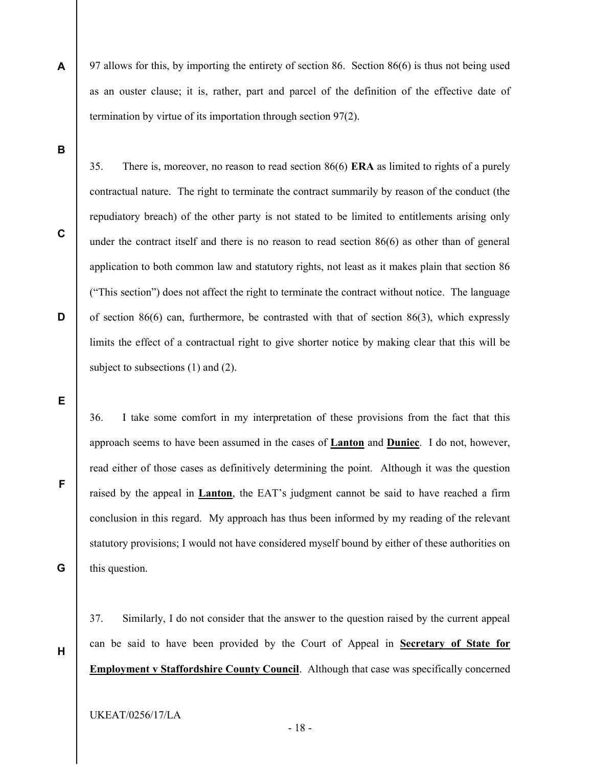97 allows for this, by importing the entirety of section 86. Section 86(6) is thus not being used as an ouster clause; it is, rather, part and parcel of the definition of the effective date of termination by virtue of its importation through section 97(2).

35. There is, moreover, no reason to read section 86(6) **ERA** as limited to rights of a purely contractual nature. The right to terminate the contract summarily by reason of the conduct (the repudiatory breach) of the other party is not stated to be limited to entitlements arising only under the contract itself and there is no reason to read section 86(6) as other than of general application to both common law and statutory rights, not least as it makes plain that section 86 ("This section") does not affect the right to terminate the contract without notice. The language of section 86(6) can, furthermore, be contrasted with that of section 86(3), which expressly limits the effect of a contractual right to give shorter notice by making clear that this will be subject to subsections (1) and (2).

36. I take some comfort in my interpretation of these provisions from the fact that this approach seems to have been assumed in the cases of **Lanton** and **Duniec**. I do not, however, read either of those cases as definitively determining the point. Although it was the question raised by the appeal in **Lanton**, the EAT's judgment cannot be said to have reached a firm conclusion in this regard. My approach has thus been informed by my reading of the relevant statutory provisions; I would not have considered myself bound by either of these authorities on this question.

37. Similarly, I do not consider that the answer to the question raised by the current appeal can be said to have been provided by the Court of Appeal in **Secretary of State for Employment v Staffordshire County Council**. Although that case was specifically concerned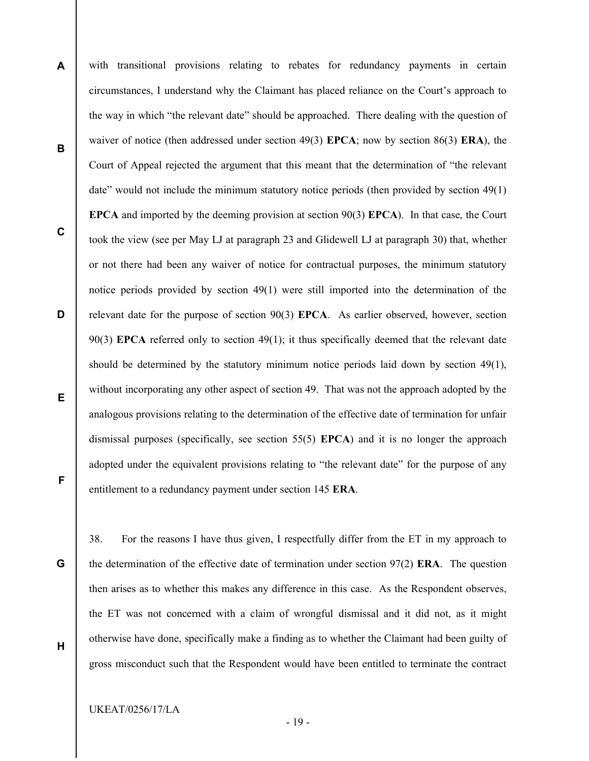with transitional provisions relating to rebates for redundancy payments in certain circumstances, I understand why the Claimant has placed reliance on the Court's approach to the way in which "the relevant date" should be approached. There dealing with the question of waiver of notice (then addressed under section 49(3) **EPCA**; now by section 86(3) **ERA**), the Court of Appeal rejected the argument that this meant that the determination of "the relevant date" would not include the minimum statutory notice periods (then provided by section 49(1) **EPCA** and imported by the deeming provision at section 90(3) **EPCA**). In that case, the Court took the view (see per May LJ at paragraph 23 and Glidewell LJ at paragraph 30) that, whether or not there had been any waiver of notice for contractual purposes, the minimum statutory notice periods provided by section 49(1) were still imported into the determination of the relevant date for the purpose of section 90(3) **EPCA**. As earlier observed, however, section 90(3) **EPCA** referred only to section 49(1); it thus specifically deemed that the relevant date should be determined by the statutory minimum notice periods laid down by section 49(1), without incorporating any other aspect of section 49. That was not the approach adopted by the analogous provisions relating to the determination of the effective date of termination for unfair dismissal purposes (specifically, see section 55(5) **EPCA**) and it is no longer the approach adopted under the equivalent provisions relating to "the relevant date" for the purpose of any entitlement to a redundancy payment under section 145 **ERA**.

38. For the reasons I have thus given, I respectfully differ from the ET in my approach to the determination of the effective date of termination under section 97(2) **ERA**. The question then arises as to whether this makes any difference in this case. As the Respondent observes, the ET was not concerned with a claim of wrongful dismissal and it did not, as it might otherwise have done, specifically make a finding as to whether the Claimant had been guilty of gross misconduct such that the Respondent would have been entitled to terminate the contract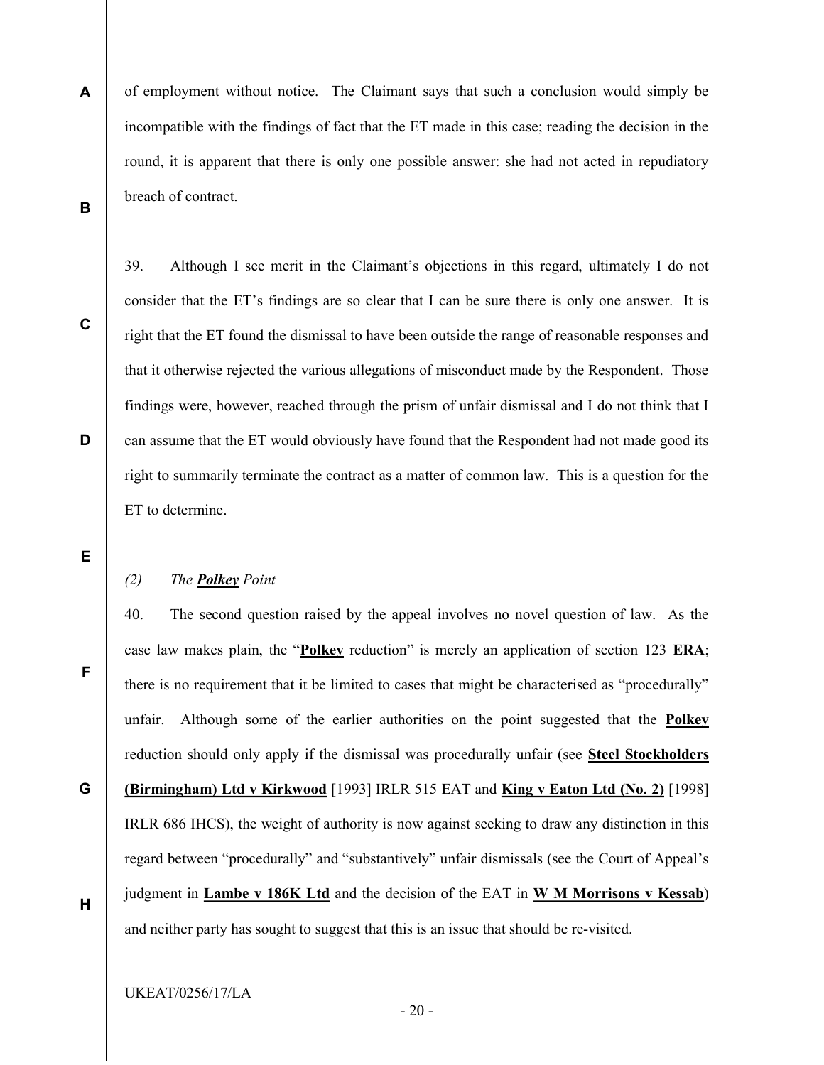of employment without notice. The Claimant says that such a conclusion would simply be incompatible with the findings of fact that the ET made in this case; reading the decision in the round, it is apparent that there is only one possible answer: she had not acted in repudiatory breach of contract.

39. Although I see merit in the Claimant's objections in this regard, ultimately I do not consider that the ET's findings are so clear that I can be sure there is only one answer. It is right that the ET found the dismissal to have been outside the range of reasonable responses and that it otherwise rejected the various allegations of misconduct made by the Respondent. Those findings were, however, reached through the prism of unfair dismissal and I do not think that I can assume that the ET would obviously have found that the Respondent had not made good its right to summarily terminate the contract as a matter of common law. This is a question for the ET to determine.

*(2) The **Polkey** Point*

40. The second question raised by the appeal involves no novel question of law. As the case law makes plain, the "**Polkey** reduction" is merely an application of section 123 **ERA**; there is no requirement that it be limited to cases that might be characterised as "procedurally" unfair. Although some of the earlier authorities on the point suggested that the **Polkey** reduction should only apply if the dismissal was procedurally unfair (see **Steel Stockholders (Birmingham) Ltd v Kirkwood** [1993] IRLR 515 EAT and **King v Eaton Ltd (No. 2)** [1998] IRLR 686 IHCS), the weight of authority is now against seeking to draw any distinction in this regard between "procedurally" and "substantively" unfair dismissals (see the Court of Appeal's judgment in **Lambe v 186K Ltd** and the decision of the EAT in **W M Morrisons v Kessab**) and neither party has sought to suggest that this is an issue that should be re-visited.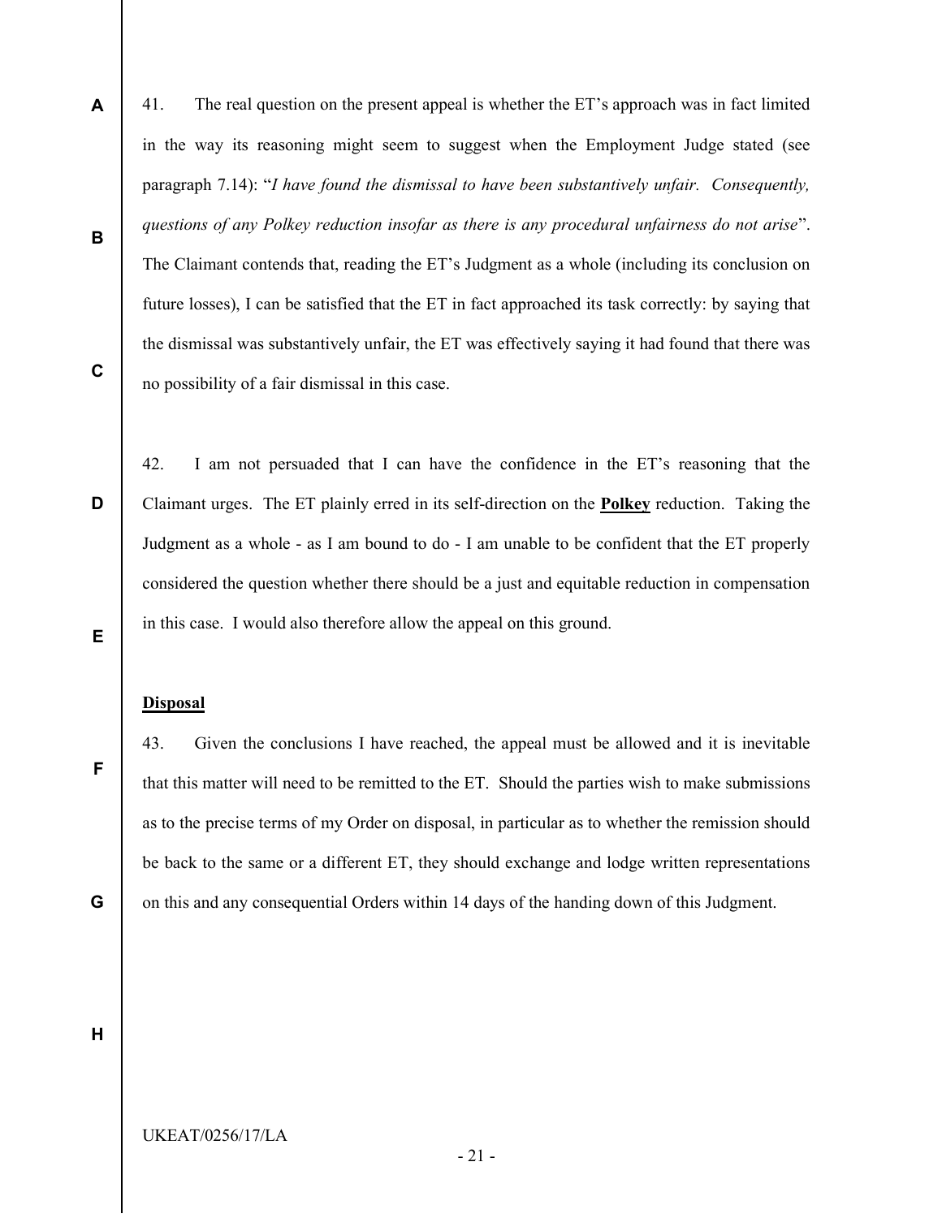41. The real question on the present appeal is whether the ET's approach was in fact limited in the way its reasoning might seem to suggest when the Employment Judge stated (see paragraph 7.14): "*I have found the dismissal to have been substantively unfair. Consequently, questions of any Polkey reduction insofar as there is any procedural unfairness do not arise*". The Claimant contends that, reading the ET's Judgment as a whole (including its conclusion on future losses), I can be satisfied that the ET in fact approached its task correctly: by saying that the dismissal was substantively unfair, the ET was effectively saying it had found that there was no possibility of a fair dismissal in this case.

42. I am not persuaded that I can have the confidence in the ET's reasoning that the Claimant urges. The ET plainly erred in its self-direction on the **Polkey** reduction. Taking the Judgment as a whole - as I am bound to do - I am unable to be confident that the ET properly considered the question whether there should be a just and equitable reduction in compensation in this case. I would also therefore allow the appeal on this ground.

**Disposal**

43. Given the conclusions I have reached, the appeal must be allowed and it is inevitable that this matter will need to be remitted to the ET. Should the parties wish to make submissions as to the precise terms of my Order on disposal, in particular as to whether the remission should be back to the same or a different ET, they should exchange and lodge written representations on this and any consequential Orders within 14 days of the handing down of this Judgment.